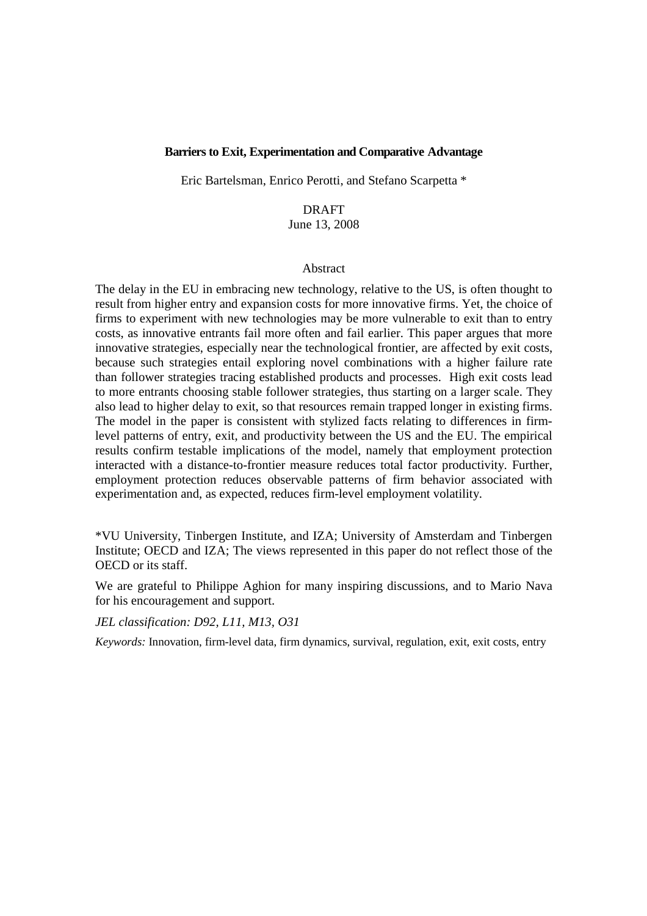**Barriers to Exit, Experimentation and Comparative Advantage**

Eric Bartelsman, Enrico Perotti, and Stefano Scarpetta *

DRAFT
June 13, 2008

Abstract

The delay in the EU in embracing new technology, relative to the US, is often thought to result from higher entry and expansion costs for more innovative firms. Yet, the choice of firms to experiment with new technologies may be more vulnerable to exit than to entry costs, as innovative entrants fail more often and fail earlier. This paper argues that more innovative strategies, especially near the technological frontier, are affected by exit costs, because such strategies entail exploring novel combinations with a higher failure rate than follower strategies tracing established products and processes. High exit costs lead to more entrants choosing stable follower strategies, thus starting on a larger scale. They also lead to higher delay to exit, so that resources remain trapped longer in existing firms. The model in the paper is consistent with stylized facts relating to differences in firm-level patterns of entry, exit, and productivity between the US and the EU. The empirical results confirm testable implications of the model, namely that employment protection interacted with a distance-to-frontier measure reduces total factor productivity. Further, employment protection reduces observable patterns of firm behavior associated with experimentation and, as expected, reduces firm-level employment volatility.

*VU University, Tinbergen Institute, and IZA; University of Amsterdam and Tinbergen Institute; OECD and IZA; The views represented in this paper do not reflect those of the OECD or its staff.

We are grateful to Philippe Aghion for many inspiring discussions, and to Mario Nava for his encouragement and support.

*JEL classification: D92, L11, M13, O31*

*Keywords:* Innovation, firm-level data, firm dynamics, survival, regulation, exit, exit costs, entry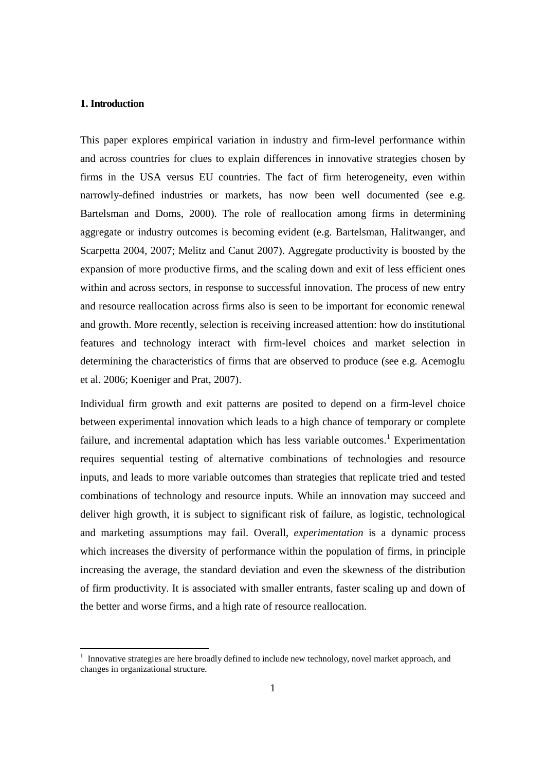## 1. Introduction

This paper explores empirical variation in industry and firm-level performance within and across countries for clues to explain differences in innovative strategies chosen by firms in the USA versus EU countries. The fact of firm heterogeneity, even within narrowly-defined industries or markets, has now been well documented (see e.g. Bartelsman and Doms, 2000). The role of reallocation among firms in determining aggregate or industry outcomes is becoming evident (e.g. Bartelsman, Halitwanger, and Scarpetta 2004, 2007; Melitz and Canut 2007). Aggregate productivity is boosted by the expansion of more productive firms, and the scaling down and exit of less efficient ones within and across sectors, in response to successful innovation. The process of new entry and resource reallocation across firms also is seen to be important for economic renewal and growth. More recently, selection is receiving increased attention: how do institutional features and technology interact with firm-level choices and market selection in determining the characteristics of firms that are observed to produce (see e.g. Acemoglu et al. 2006; Koeniger and Prat, 2007).

Individual firm growth and exit patterns are posited to depend on a firm-level choice between experimental innovation which leads to a high chance of temporary or complete failure, and incremental adaptation which has less variable outcomes.[1] Experimentation requires sequential testing of alternative combinations of technologies and resource inputs, and leads to more variable outcomes than strategies that replicate tried and tested combinations of technology and resource inputs. While an innovation may succeed and deliver high growth, it is subject to significant risk of failure, as logistic, technological and marketing assumptions may fail. Overall, *experimentation* is a dynamic process which increases the diversity of performance within the population of firms, in principle increasing the average, the standard deviation and even the skewness of the distribution of firm productivity. It is associated with smaller entrants, faster scaling up and down of the better and worse firms, and a high rate of resource reallocation.

---

[1] Innovative strategies are here broadly defined to include new technology, novel market approach, and changes in organizational structure.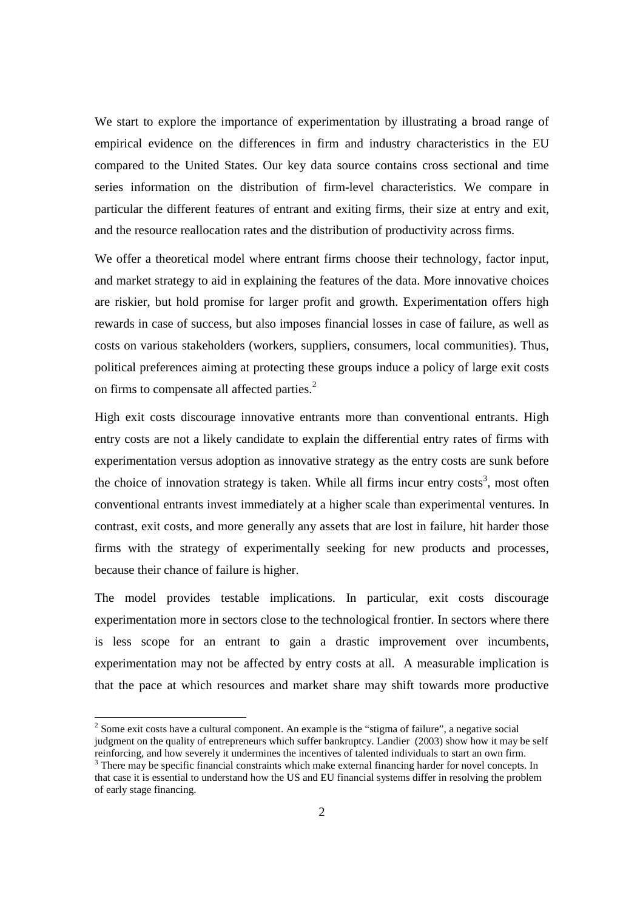We start to explore the importance of experimentation by illustrating a broad range of empirical evidence on the differences in firm and industry characteristics in the EU compared to the United States. Our key data source contains cross sectional and time series information on the distribution of firm-level characteristics. We compare in particular the different features of entrant and exiting firms, their size at entry and exit, and the resource reallocation rates and the distribution of productivity across firms.

We offer a theoretical model where entrant firms choose their technology, factor input, and market strategy to aid in explaining the features of the data. More innovative choices are riskier, but hold promise for larger profit and growth. Experimentation offers high rewards in case of success, but also imposes financial losses in case of failure, as well as costs on various stakeholders (workers, suppliers, consumers, local communities). Thus, political preferences aiming at protecting these groups induce a policy of large exit costs on firms to compensate all affected parties.[2]

High exit costs discourage innovative entrants more than conventional entrants. High entry costs are not a likely candidate to explain the differential entry rates of firms with experimentation versus adoption as innovative strategy as the entry costs are sunk before the choice of innovation strategy is taken. While all firms incur entry costs[3], most often conventional entrants invest immediately at a higher scale than experimental ventures. In contrast, exit costs, and more generally any assets that are lost in failure, hit harder those firms with the strategy of experimentally seeking for new products and processes, because their chance of failure is higher.

The model provides testable implications. In particular, exit costs discourage experimentation more in sectors close to the technological frontier. In sectors where there is less scope for an entrant to gain a drastic improvement over incumbents, experimentation may not be affected by entry costs at all. A measurable implication is that the pace at which resources and market share may shift towards more productive

[2] Some exit costs have a cultural component. An example is the "stigma of failure", a negative social judgment on the quality of entrepreneurs which suffer bankruptcy. Landier (2003) show how it may be self reinforcing, and how severely it undermines the incentives of talented individuals to start an own firm.

[3] There may be specific financial constraints which make external financing harder for novel concepts. In that case it is essential to understand how the US and EU financial systems differ in resolving the problem of early stage financing.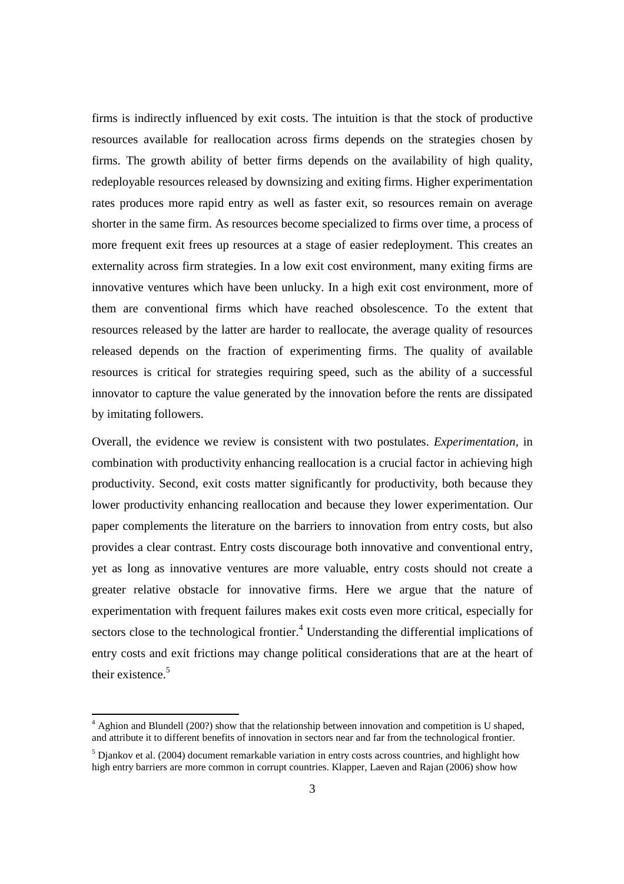firms is indirectly influenced by exit costs. The intuition is that the stock of productive resources available for reallocation across firms depends on the strategies chosen by firms. The growth ability of better firms depends on the availability of high quality, redeployable resources released by downsizing and exiting firms. Higher experimentation rates produces more rapid entry as well as faster exit, so resources remain on average shorter in the same firm. As resources become specialized to firms over time, a process of more frequent exit frees up resources at a stage of easier redeployment. This creates an externality across firm strategies. In a low exit cost environment, many exiting firms are innovative ventures which have been unlucky. In a high exit cost environment, more of them are conventional firms which have reached obsolescence. To the extent that resources released by the latter are harder to reallocate, the average quality of resources released depends on the fraction of experimenting firms. The quality of available resources is critical for strategies requiring speed, such as the ability of a successful innovator to capture the value generated by the innovation before the rents are dissipated by imitating followers.

Overall, the evidence we review is consistent with two postulates. *Experimentation*, in combination with productivity enhancing reallocation is a crucial factor in achieving high productivity. Second, exit costs matter significantly for productivity, both because they lower productivity enhancing reallocation and because they lower experimentation. Our paper complements the literature on the barriers to innovation from entry costs, but also provides a clear contrast. Entry costs discourage both innovative and conventional entry, yet as long as innovative ventures are more valuable, entry costs should not create a greater relative obstacle for innovative firms. Here we argue that the nature of experimentation with frequent failures makes exit costs even more critical, especially for sectors close to the technological frontier.[4] Understanding the differential implications of entry costs and exit frictions may change political considerations that are at the heart of their existence.[5]

[4] Aghion and Blundell (200?) show that the relationship between innovation and competition is U shaped, and attribute it to different benefits of innovation in sectors near and far from the technological frontier.

[5] Djankov et al. (2004) document remarkable variation in entry costs across countries, and highlight how high entry barriers are more common in corrupt countries. Klapper, Laeven and Rajan (2006) show how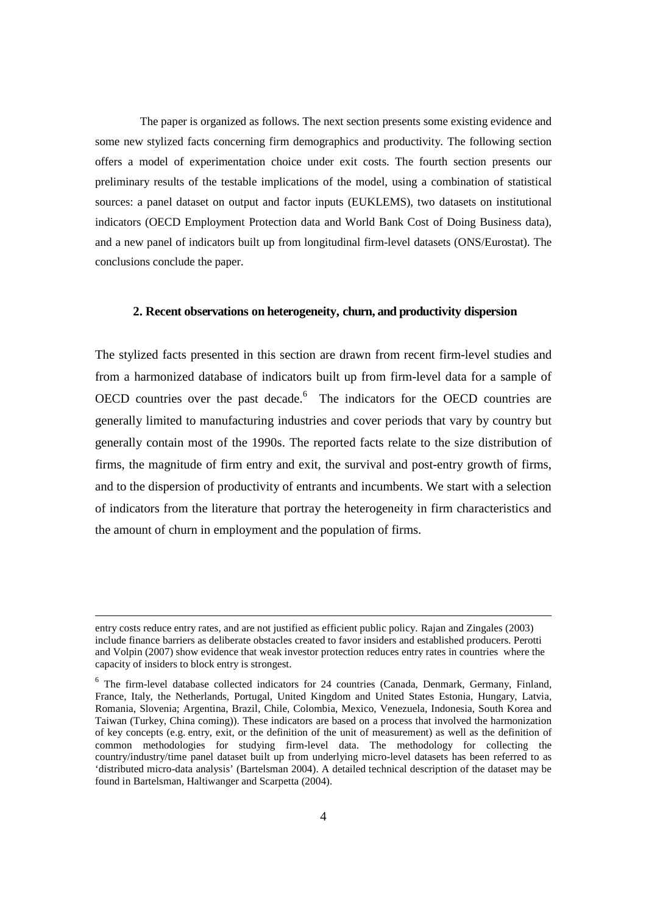The paper is organized as follows. The next section presents some existing evidence and some new stylized facts concerning firm demographics and productivity. The following section offers a model of experimentation choice under exit costs. The fourth section presents our preliminary results of the testable implications of the model, using a combination of statistical sources: a panel dataset on output and factor inputs (EUKLEMS), two datasets on institutional indicators (OECD Employment Protection data and World Bank Cost of Doing Business data), and a new panel of indicators built up from longitudinal firm-level datasets (ONS/Eurostat). The conclusions conclude the paper.

## 2. Recent observations on heterogeneity, churn, and productivity dispersion

The stylized facts presented in this section are drawn from recent firm-level studies and from a harmonized database of indicators built up from firm-level data for a sample of OECD countries over the past decade.[6] The indicators for the OECD countries are generally limited to manufacturing industries and cover periods that vary by country but generally contain most of the 1990s. The reported facts relate to the size distribution of firms, the magnitude of firm entry and exit, the survival and post-entry growth of firms, and to the dispersion of productivity of entrants and incumbents. We start with a selection of indicators from the literature that portray the heterogeneity in firm characteristics and the amount of churn in employment and the population of firms.

---

entry costs reduce entry rates, and are not justified as efficient public policy. Rajan and Zingales (2003) include finance barriers as deliberate obstacles created to favor insiders and established producers. Perotti and Volpin (2007) show evidence that weak investor protection reduces entry rates in countries where the capacity of insiders to block entry is strongest.

[6] The firm-level database collected indicators for 24 countries (Canada, Denmark, Germany, Finland, France, Italy, the Netherlands, Portugal, United Kingdom and United States Estonia, Hungary, Latvia, Romania, Slovenia; Argentina, Brazil, Chile, Colombia, Mexico, Venezuela, Indonesia, South Korea and Taiwan (Turkey, China coming)). These indicators are based on a process that involved the harmonization of key concepts (e.g. entry, exit, or the definition of the unit of measurement) as well as the definition of common methodologies for studying firm-level data. The methodology for collecting the country/industry/time panel dataset built up from underlying micro-level datasets has been referred to as 'distributed micro-data analysis' (Bartelsman 2004). A detailed technical description of the dataset may be found in Bartelsman, Haltiwanger and Scarpetta (2004).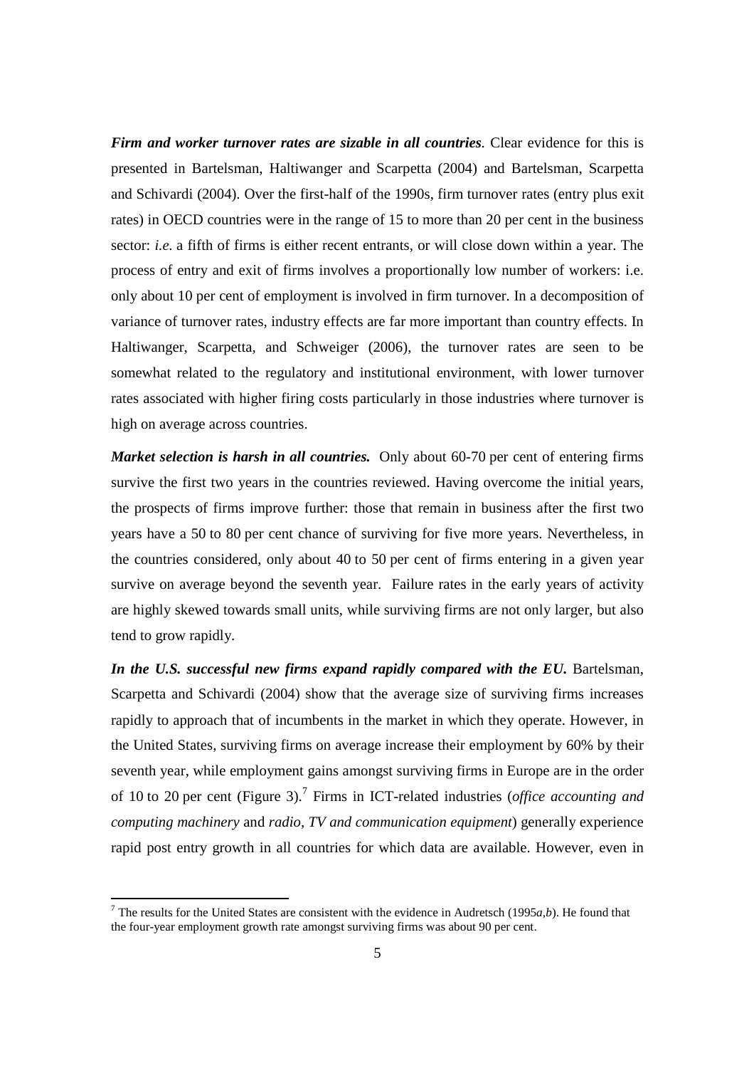***Firm and worker turnover rates are sizable in all countries**.* Clear evidence for this is presented in Bartelsman, Haltiwanger and Scarpetta (2004) and Bartelsman, Scarpetta and Schivardi (2004). Over the first-half of the 1990s, firm turnover rates (entry plus exit rates) in OECD countries were in the range of 15 to more than 20 per cent in the business sector: *i.e.* a fifth of firms is either recent entrants, or will close down within a year. The process of entry and exit of firms involves a proportionally low number of workers: i.e. only about 10 per cent of employment is involved in firm turnover. In a decomposition of variance of turnover rates, industry effects are far more important than country effects. In Haltiwanger, Scarpetta, and Schweiger (2006), the turnover rates are seen to be somewhat related to the regulatory and institutional environment, with lower turnover rates associated with higher firing costs particularly in those industries where turnover is high on average across countries.

***Market selection is harsh in all countries.*** Only about 60-70 per cent of entering firms survive the first two years in the countries reviewed. Having overcome the initial years, the prospects of firms improve further: those that remain in business after the first two years have a 50 to 80 per cent chance of surviving for five more years. Nevertheless, in the countries considered, only about 40 to 50 per cent of firms entering in a given year survive on average beyond the seventh year. Failure rates in the early years of activity are highly skewed towards small units, while surviving firms are not only larger, but also tend to grow rapidly.

***In the U.S. successful new firms expand rapidly compared with the EU.*** Bartelsman, Scarpetta and Schivardi (2004) show that the average size of surviving firms increases rapidly to approach that of incumbents in the market in which they operate. However, in the United States, surviving firms on average increase their employment by 60% by their seventh year, while employment gains amongst surviving firms in Europe are in the order of 10 to 20 per cent (Figure 3).[7] Firms in ICT-related industries (*office accounting and computing machinery* and *radio, TV and communication equipment*) generally experience rapid post entry growth in all countries for which data are available. However, even in

[7] The results for the United States are consistent with the evidence in Audretsch (1995*a*,*b*). He found that the four-year employment growth rate amongst surviving firms was about 90 per cent.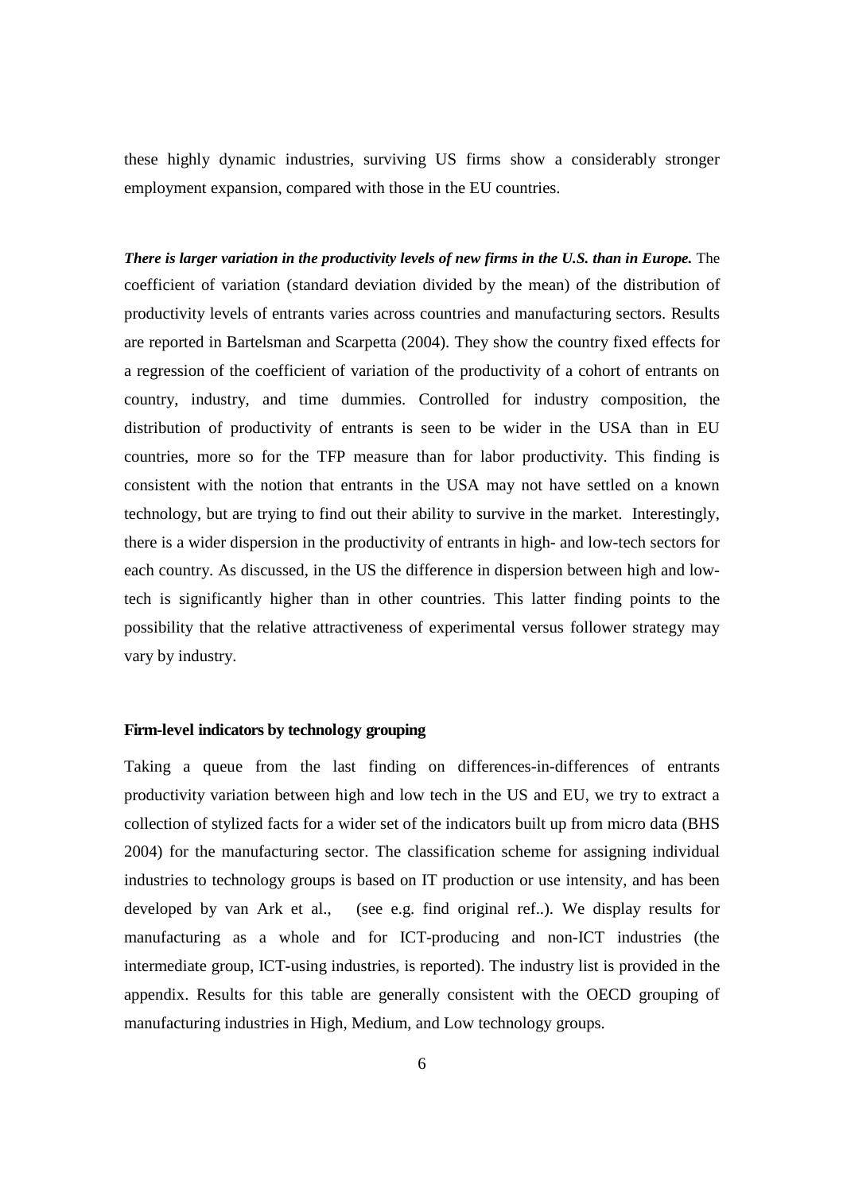these highly dynamic industries, surviving US firms show a considerably stronger employment expansion, compared with those in the EU countries.

***There is larger variation in the productivity levels of new firms in the U.S. than in Europe.*** The coefficient of variation (standard deviation divided by the mean) of the distribution of productivity levels of entrants varies across countries and manufacturing sectors. Results are reported in Bartelsman and Scarpetta (2004). They show the country fixed effects for a regression of the coefficient of variation of the productivity of a cohort of entrants on country, industry, and time dummies. Controlled for industry composition, the distribution of productivity of entrants is seen to be wider in the USA than in EU countries, more so for the TFP measure than for labor productivity. This finding is consistent with the notion that entrants in the USA may not have settled on a known technology, but are trying to find out their ability to survive in the market. Interestingly, there is a wider dispersion in the productivity of entrants in high- and low-tech sectors for each country. As discussed, in the US the difference in dispersion between high and low-tech is significantly higher than in other countries. This latter finding points to the possibility that the relative attractiveness of experimental versus follower strategy may vary by industry.

**Firm-level indicators by technology grouping**

Taking a queue from the last finding on differences-in-differences of entrants productivity variation between high and low tech in the US and EU, we try to extract a collection of stylized facts for a wider set of the indicators built up from micro data (BHS 2004) for the manufacturing sector. The classification scheme for assigning individual industries to technology groups is based on IT production or use intensity, and has been developed by van Ark et al., (see e.g. find original ref..). We display results for manufacturing as a whole and for ICT-producing and non-ICT industries (the intermediate group, ICT-using industries, is reported). The industry list is provided in the appendix. Results for this table are generally consistent with the OECD grouping of manufacturing industries in High, Medium, and Low technology groups.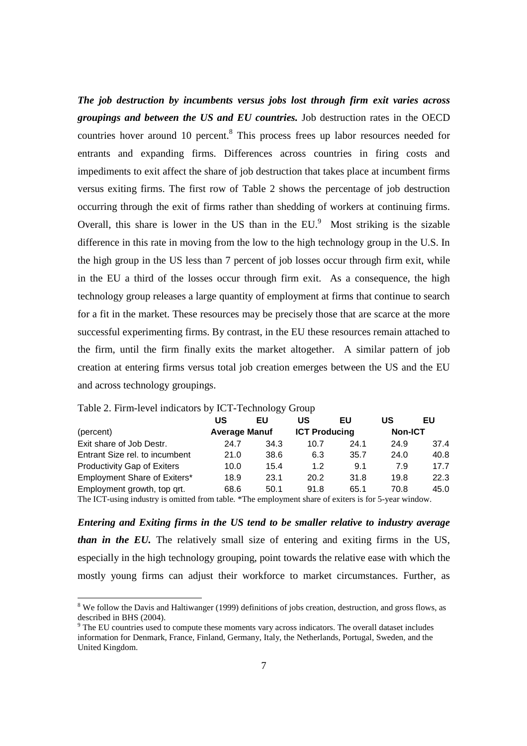***The job destruction by incumbents versus jobs lost through firm exit varies across groupings and between the US and EU countries.*** Job destruction rates in the OECD countries hover around 10 percent.[8] This process frees up labor resources needed for entrants and expanding firms. Differences across countries in firing costs and impediments to exit affect the share of job destruction that takes place at incumbent firms versus exiting firms. The first row of Table 2 shows the percentage of job destruction occurring through the exit of firms rather than shedding of workers at continuing firms. Overall, this share is lower in the US than in the EU.[9] Most striking is the sizable difference in this rate in moving from the low to the high technology group in the U.S. In the high group in the US less than 7 percent of job losses occur through firm exit, while in the EU a third of the losses occur through firm exit. As a consequence, the high technology group releases a large quantity of employment at firms that continue to search for a fit in the market. These resources may be precisely those that are scarce at the more successful experimenting firms. By contrast, in the EU these resources remain attached to the firm, until the firm finally exits the market altogether. A similar pattern of job creation at entering firms versus total job creation emerges between the US and the EU and across technology groupings.

Table 2. Firm-level indicators by ICT-Technology Group

| | US | EU | US | EU | US | EU |
|---|---|---|---|---|---|---|
| (percent) | Average Manuf | | ICT Producing | | Non-ICT | |
| Exit share of Job Destr. | 24.7 | 34.3 | 10.7 | 24.1 | 24.9 | 37.4 |
| Entrant Size rel. to incumbent | 21.0 | 38.6 | 6.3 | 35.7 | 24.0 | 40.8 |
| Productivity Gap of Exiters | 10.0 | 15.4 | 1.2 | 9.1 | 7.9 | 17.7 |
| Employment Share of Exiters* | 18.9 | 23.1 | 20.2 | 31.8 | 19.8 | 22.3 |
| Employment growth, top qrt. | 68.6 | 50.1 | 91.8 | 65.1 | 70.8 | 45.0 |

The ICT-using industry is omitted from table. *The employment share of exiters is for 5-year window.

***Entering and Exiting firms in the US tend to be smaller relative to industry average than in the EU.*** The relatively small size of entering and exiting firms in the US, especially in the high technology grouping, point towards the relative ease with which the mostly young firms can adjust their workforce to market circumstances. Further, as

[8] We follow the Davis and Haltiwanger (1999) definitions of jobs creation, destruction, and gross flows, as described in BHS (2004).

[9] The EU countries used to compute these moments vary across indicators. The overall dataset includes information for Denmark, France, Finland, Germany, Italy, the Netherlands, Portugal, Sweden, and the United Kingdom.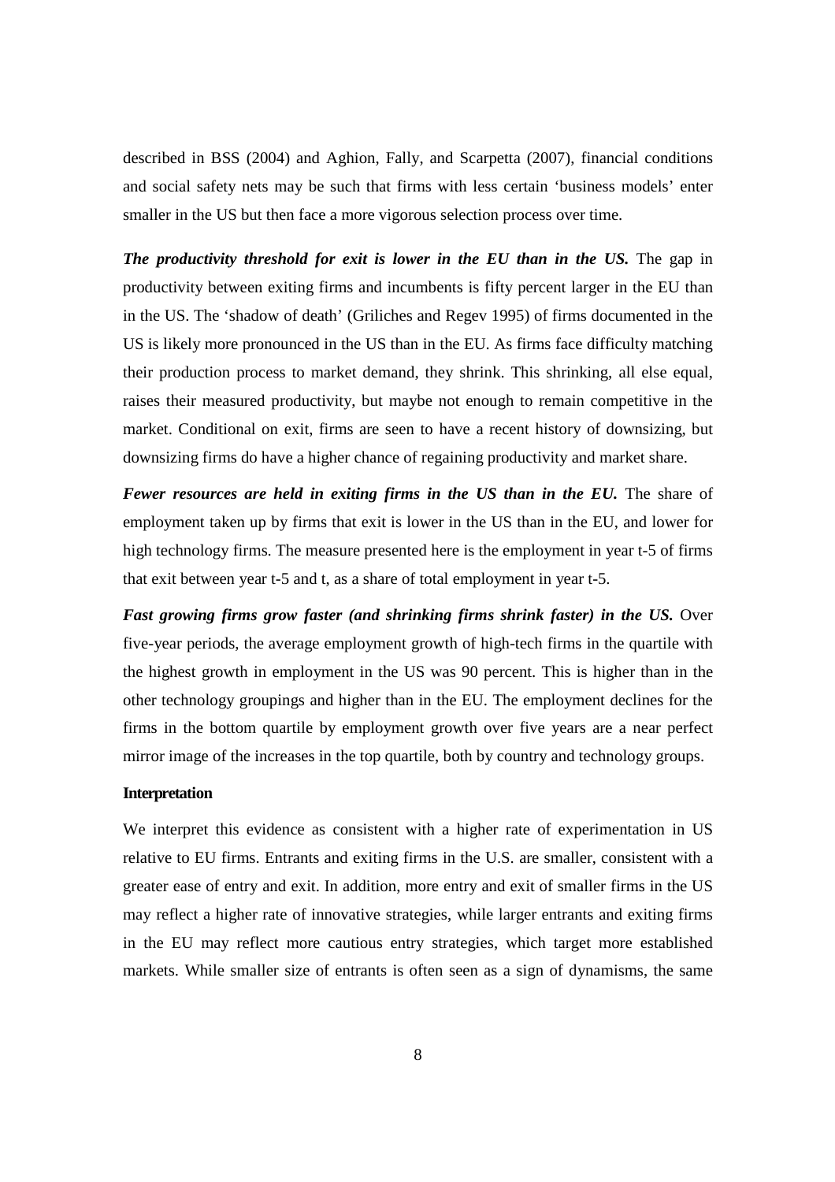described in BSS (2004) and Aghion, Fally, and Scarpetta (2007), financial conditions and social safety nets may be such that firms with less certain 'business models' enter smaller in the US but then face a more vigorous selection process over time.

***The productivity threshold for exit is lower in the EU than in the US.*** The gap in productivity between exiting firms and incumbents is fifty percent larger in the EU than in the US. The 'shadow of death' (Griliches and Regev 1995) of firms documented in the US is likely more pronounced in the US than in the EU. As firms face difficulty matching their production process to market demand, they shrink. This shrinking, all else equal, raises their measured productivity, but maybe not enough to remain competitive in the market. Conditional on exit, firms are seen to have a recent history of downsizing, but downsizing firms do have a higher chance of regaining productivity and market share.

***Fewer resources are held in exiting firms in the US than in the EU.*** The share of employment taken up by firms that exit is lower in the US than in the EU, and lower for high technology firms. The measure presented here is the employment in year t-5 of firms that exit between year t-5 and t, as a share of total employment in year t-5.

***Fast growing firms grow faster (and shrinking firms shrink faster) in the US.*** Over five-year periods, the average employment growth of high-tech firms in the quartile with the highest growth in employment in the US was 90 percent. This is higher than in the other technology groupings and higher than in the EU. The employment declines for the firms in the bottom quartile by employment growth over five years are a near perfect mirror image of the increases in the top quartile, both by country and technology groups.

**Interpretation**

We interpret this evidence as consistent with a higher rate of experimentation in US relative to EU firms. Entrants and exiting firms in the U.S. are smaller, consistent with a greater ease of entry and exit. In addition, more entry and exit of smaller firms in the US may reflect a higher rate of innovative strategies, while larger entrants and exiting firms in the EU may reflect more cautious entry strategies, which target more established markets. While smaller size of entrants is often seen as a sign of dynamisms, the same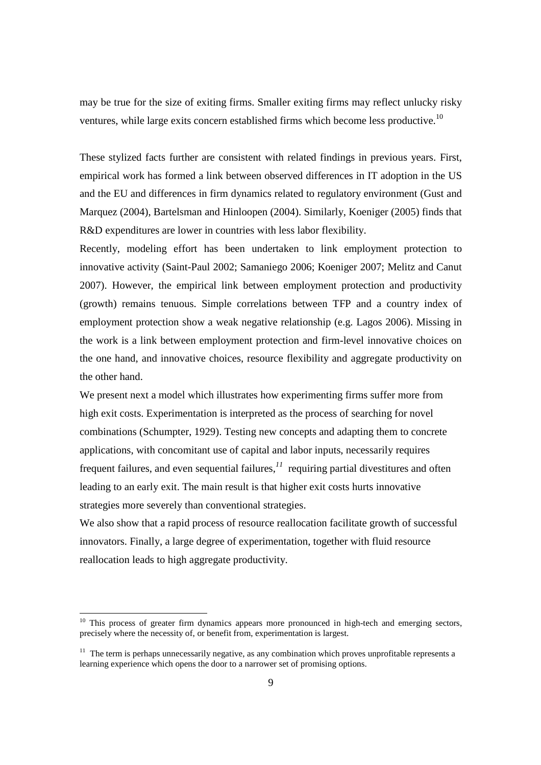may be true for the size of exiting firms. Smaller exiting firms may reflect unlucky risky ventures, while large exits concern established firms which become less productive.[10]

These stylized facts further are consistent with related findings in previous years. First, empirical work has formed a link between observed differences in IT adoption in the US and the EU and differences in firm dynamics related to regulatory environment (Gust and Marquez (2004), Bartelsman and Hinloopen (2004). Similarly, Koeniger (2005) finds that R&D expenditures are lower in countries with less labor flexibility.

Recently, modeling effort has been undertaken to link employment protection to innovative activity (Saint-Paul 2002; Samaniego 2006; Koeniger 2007; Melitz and Canut 2007). However, the empirical link between employment protection and productivity (growth) remains tenuous. Simple correlations between TFP and a country index of employment protection show a weak negative relationship (e.g. Lagos 2006). Missing in the work is a link between employment protection and firm-level innovative choices on the one hand, and innovative choices, resource flexibility and aggregate productivity on the other hand.

We present next a model which illustrates how experimenting firms suffer more from high exit costs. Experimentation is interpreted as the process of searching for novel combinations (Schumpter, 1929). Testing new concepts and adapting them to concrete applications, with concomitant use of capital and labor inputs, necessarily requires frequent failures, and even sequential failures,[11] requiring partial divestitures and often leading to an early exit. The main result is that higher exit costs hurts innovative strategies more severely than conventional strategies.

We also show that a rapid process of resource reallocation facilitate growth of successful innovators. Finally, a large degree of experimentation, together with fluid resource reallocation leads to high aggregate productivity.

---

[10] This process of greater firm dynamics appears more pronounced in high-tech and emerging sectors, precisely where the necessity of, or benefit from, experimentation is largest.

[11] The term is perhaps unnecessarily negative, as any combination which proves unprofitable represents a learning experience which opens the door to a narrower set of promising options.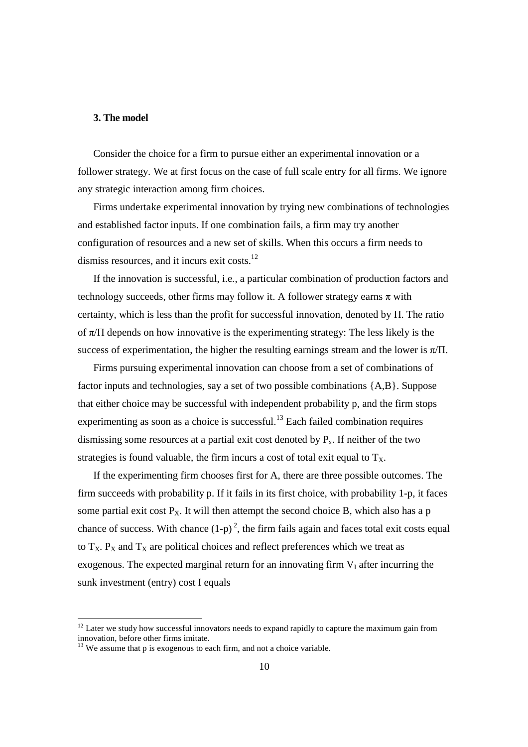### 3. The model

Consider the choice for a firm to pursue either an experimental innovation or a follower strategy. We at first focus on the case of full scale entry for all firms. We ignore any strategic interaction among firm choices.

Firms undertake experimental innovation by trying new combinations of technologies and established factor inputs. If one combination fails, a firm may try another configuration of resources and a new set of skills. When this occurs a firm needs to dismiss resources, and it incurs exit costs.[12]

If the innovation is successful, i.e., a particular combination of production factors and technology succeeds, other firms may follow it. A follower strategy earns $\pi$ with certainty, which is less than the profit for successful innovation, denoted by $\Pi$. The ratio of $\pi/\Pi$ depends on how innovative is the experimenting strategy: The less likely is the success of experimentation, the higher the resulting earnings stream and the lower is $\pi/\Pi$.

Firms pursuing experimental innovation can choose from a set of combinations of factor inputs and technologies, say a set of two possible combinations {A,B}. Suppose that either choice may be successful with independent probability p, and the firm stops experimenting as soon as a choice is successful.[13] Each failed combination requires dismissing some resources at a partial exit cost denoted by $P_x$. If neither of the two strategies is found valuable, the firm incurs a cost of total exit equal to $T_X$.

If the experimenting firm chooses first for A, there are three possible outcomes. The firm succeeds with probability p. If it fails in its first choice, with probability 1-p, it faces some partial exit cost $P_X$. It will then attempt the second choice B, which also has a p chance of success. With chance $(1\text{-}p)^2$, the firm fails again and faces total exit costs equal to $T_X$. $P_X$ and $T_X$ are political choices and reflect preferences which we treat as exogenous. The expected marginal return for an innovating firm $V_I$ after incurring the sunk investment (entry) cost I equals

[12] Later we study how successful innovators needs to expand rapidly to capture the maximum gain from innovation, before other firms imitate.

[13] We assume that p is exogenous to each firm, and not a choice variable.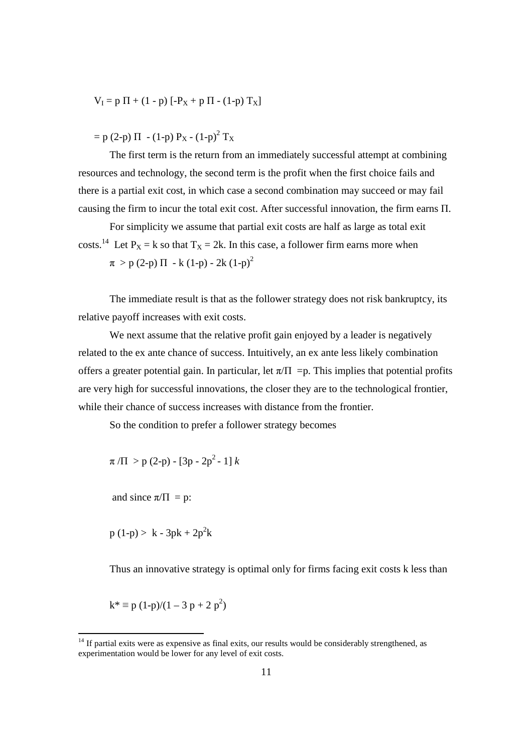$$V_I = p\,\Pi + (1 - p)\,[-P_X + p\,\Pi - (1\text{-}p)\,T_X]$$

$$= p\,(2\text{-}p)\,\Pi\ - (1\text{-}p)\,P_X - (1\text{-}p)^2\,T_X$$

The first term is the return from an immediately successful attempt at combining resources and technology, the second term is the profit when the first choice fails and there is a partial exit cost, in which case a second combination may succeed or may fail causing the firm to incur the total exit cost. After successful innovation, the firm earns Π.

For simplicity we assume that partial exit costs are half as large as total exit costs.[14] Let $P_X = k$ so that $T_X = 2k$. In this case, a follower firm earns more when

$$\pi\ > p\,(2\text{-}p)\,\Pi\ - k\,(1\text{-}p) - 2k\,(1\text{-}p)^2$$

The immediate result is that as the follower strategy does not risk bankruptcy, its relative payoff increases with exit costs.

We next assume that the relative profit gain enjoyed by a leader is negatively related to the ex ante chance of success. Intuitively, an ex ante less likely combination offers a greater potential gain. In particular, let $\pi/\Pi\ = p$. This implies that potential profits are very high for successful innovations, the closer they are to the technological frontier, while their chance of success increases with distance from the frontier.

So the condition to prefer a follower strategy becomes

$$\pi\,/\Pi\ > p\,(2\text{-}p) - [3p - 2p^2 - 1]\,k$$

and since $\pi/\Pi\ = p$:

$$p\,(1\text{-}p) > \ k - 3pk + 2p^2k$$

Thus an innovative strategy is optimal only for firms facing exit costs k less than

$$k^* \equiv p\,(1\text{-}p)/(1 - 3\,p + 2\,p^2)$$

[14] If partial exits were as expensive as final exits, our results would be considerably strengthened, as experimentation would be lower for any level of exit costs.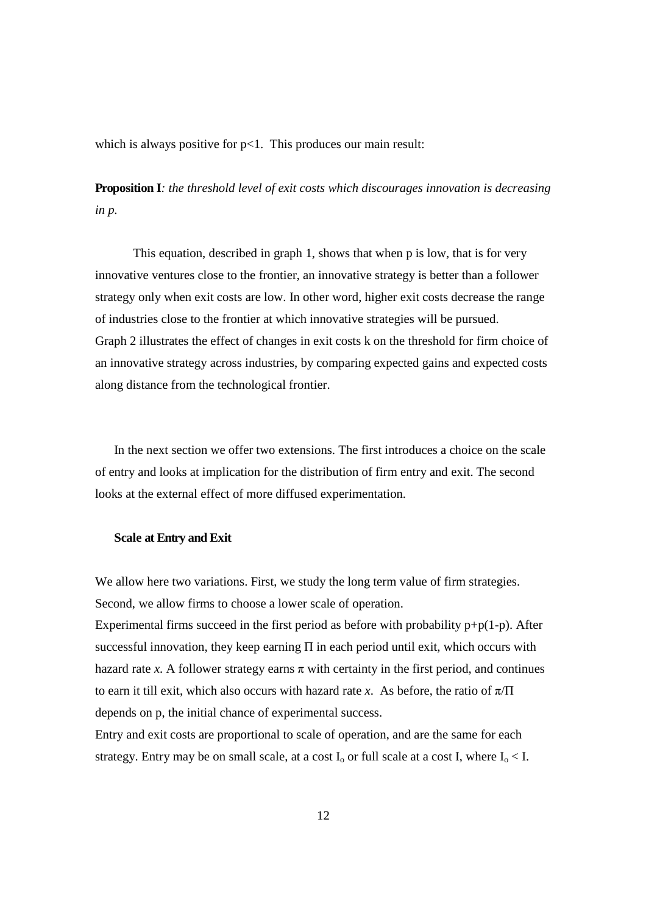which is always positive for $p<1$. This produces our main result:

**Proposition I**: *the threshold level of exit costs which discourages innovation is decreasing in p.*

This equation, described in graph 1, shows that when p is low, that is for very innovative ventures close to the frontier, an innovative strategy is better than a follower strategy only when exit costs are low. In other word, higher exit costs decrease the range of industries close to the frontier at which innovative strategies will be pursued. Graph 2 illustrates the effect of changes in exit costs k on the threshold for firm choice of an innovative strategy across industries, by comparing expected gains and expected costs along distance from the technological frontier.

In the next section we offer two extensions. The first introduces a choice on the scale of entry and looks at implication for the distribution of firm entry and exit. The second looks at the external effect of more diffused experimentation.

### Scale at Entry and Exit

We allow here two variations. First, we study the long term value of firm strategies. Second, we allow firms to choose a lower scale of operation.

Experimental firms succeed in the first period as before with probability $p+p(1-p)$. After successful innovation, they keep earning $\Pi$ in each period until exit, which occurs with hazard rate $x$. A follower strategy earns $\pi$ with certainty in the first period, and continues to earn it till exit, which also occurs with hazard rate $x$. As before, the ratio of $\pi/\Pi$ depends on p, the initial chance of experimental success.

Entry and exit costs are proportional to scale of operation, and are the same for each strategy. Entry may be on small scale, at a cost $I_o$ or full scale at a cost I, where $I_o < I$.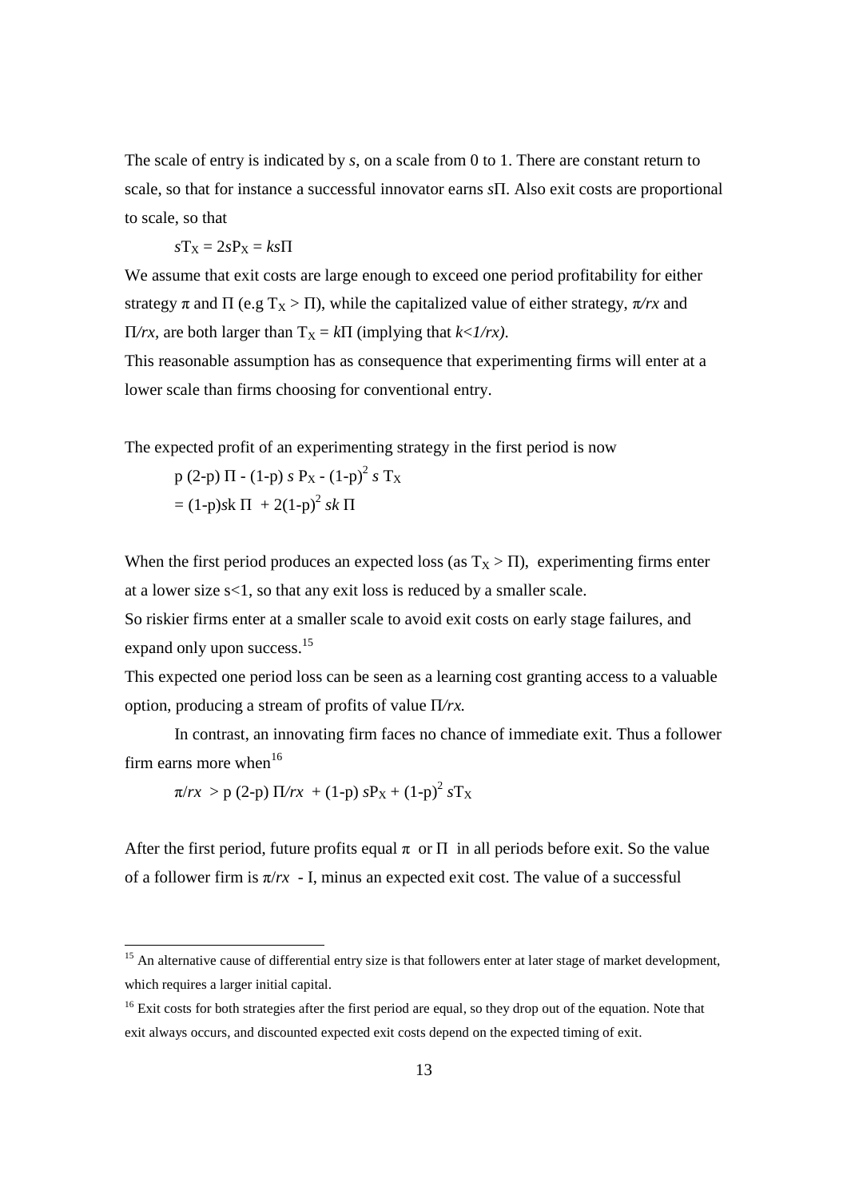The scale of entry is indicated by *s*, on a scale from 0 to 1. There are constant return to scale, so that for instance a successful innovator earns $s\Pi$. Also exit costs are proportional to scale, so that

$$sT_X = 2sP_X = ks\Pi$$

We assume that exit costs are large enough to exceed one period profitability for either strategy $\pi$ and $\Pi$ (e.g $T_X > \Pi$), while the capitalized value of either strategy, $\pi/rx$ and $\Pi/rx$, are both larger than $T_X = k\Pi$ (implying that $k<1/rx$).

This reasonable assumption has as consequence that experimenting firms will enter at a lower scale than firms choosing for conventional entry.

The expected profit of an experimenting strategy in the first period is now

$$p\,(2\text{-}p)\,\Pi - (1\text{-}p)\,s\,P_X - (1\text{-}p)^2\,s\,T_X$$
$$= (1\text{-}p)sk\,\Pi \;+ 2(1\text{-}p)^2\,sk\,\Pi$$

When the first period produces an expected loss (as $T_X > \Pi$), experimenting firms enter at a lower size $s<1$, so that any exit loss is reduced by a smaller scale.

So riskier firms enter at a smaller scale to avoid exit costs on early stage failures, and expand only upon success.[15]

This expected one period loss can be seen as a learning cost granting access to a valuable option, producing a stream of profits of value $\Pi/rx$.

In contrast, an innovating firm faces no chance of immediate exit. Thus a follower firm earns more when[16]

$$\pi/rx \;> p\,(2\text{-}p)\,\Pi/rx \;+ (1\text{-}p)\,sP_X + (1\text{-}p)^2\,sT_X$$

After the first period, future profits equal $\pi$ or $\Pi$ in all periods before exit. So the value of a follower firm is $\pi/rx$ - I, minus an expected exit cost. The value of a successful

[15] An alternative cause of differential entry size is that followers enter at later stage of market development, which requires a larger initial capital.

[16] Exit costs for both strategies after the first period are equal, so they drop out of the equation. Note that exit always occurs, and discounted expected exit costs depend on the expected timing of exit.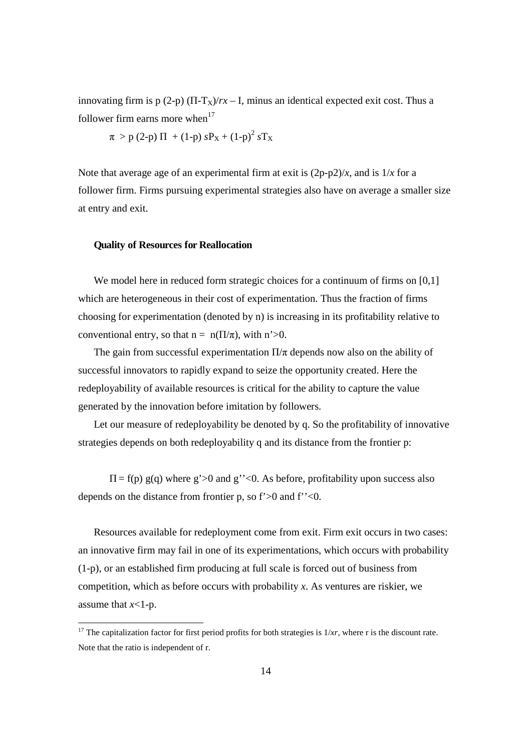innovating firm is $p(2-p)(\Pi - T_X)/rx - I$, minus an identical expected exit cost. Thus a follower firm earns more when[17]

$$\pi > p(2-p)\,\Pi + (1-p)\,sP_X + (1-p)^2\,sT_X$$

Note that average age of an experimental firm at exit is $(2p-p2)/x$, and is $1/x$ for a follower firm. Firms pursuing experimental strategies also have on average a smaller size at entry and exit.

#### Quality of Resources for Reallocation

We model here in reduced form strategic choices for a continuum of firms on [0,1] which are heterogeneous in their cost of experimentation. Thus the fraction of firms choosing for experimentation (denoted by n) is increasing in its profitability relative to conventional entry, so that $n = n(\Pi/\pi)$, with $n' > 0$.

The gain from successful experimentation $\Pi/\pi$ depends now also on the ability of successful innovators to rapidly expand to seize the opportunity created. Here the redeployability of available resources is critical for the ability to capture the value generated by the innovation before imitation by followers.

Let our measure of redeployability be denoted by q. So the profitability of innovative strategies depends on both redeployability q and its distance from the frontier p:

$\Pi = f(p)\,g(q)$ where $g' > 0$ and $g'' < 0$. As before, profitability upon success also depends on the distance from frontier p, so $f' > 0$ and $f'' < 0$.

Resources available for redeployment come from exit. Firm exit occurs in two cases: an innovative firm may fail in one of its experimentations, which occurs with probability (1-p), or an established firm producing at full scale is forced out of business from competition, which as before occurs with probability $x$. As ventures are riskier, we assume that $x < 1-p$.

[17] The capitalization factor for first period profits for both strategies is $1/xr$, where r is the discount rate. Note that the ratio is independent of r.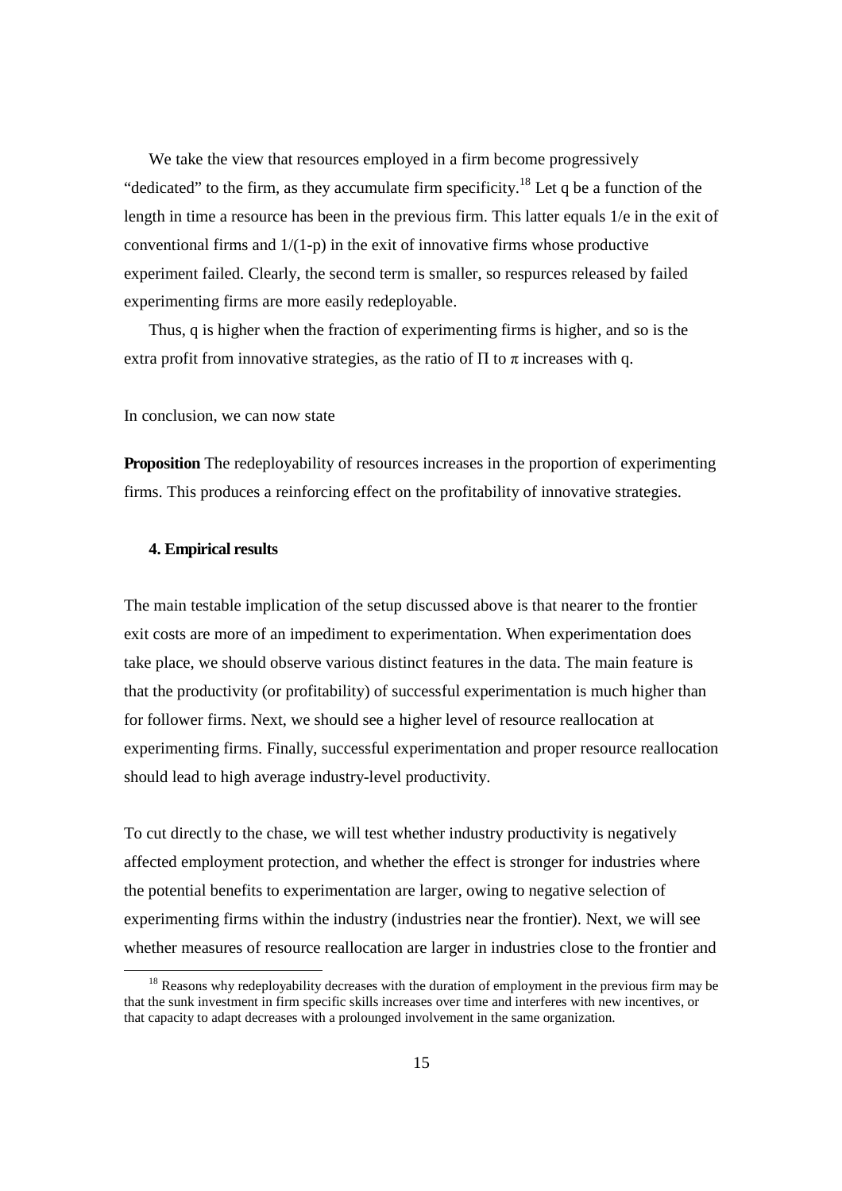We take the view that resources employed in a firm become progressively "dedicated" to the firm, as they accumulate firm specificity.[18] Let q be a function of the length in time a resource has been in the previous firm. This latter equals 1/e in the exit of conventional firms and 1/(1-p) in the exit of innovative firms whose productive experiment failed. Clearly, the second term is smaller, so respurces released by failed experimenting firms are more easily redeployable.

Thus, q is higher when the fraction of experimenting firms is higher, and so is the extra profit from innovative strategies, as the ratio of $\Pi$ to $\pi$ increases with q.

In conclusion, we can now state

**Proposition** The redeployability of resources increases in the proportion of experimenting firms. This produces a reinforcing effect on the profitability of innovative strategies.

#### 4. Empirical results

The main testable implication of the setup discussed above is that nearer to the frontier exit costs are more of an impediment to experimentation. When experimentation does take place, we should observe various distinct features in the data. The main feature is that the productivity (or profitability) of successful experimentation is much higher than for follower firms. Next, we should see a higher level of resource reallocation at experimenting firms. Finally, successful experimentation and proper resource reallocation should lead to high average industry-level productivity.

To cut directly to the chase, we will test whether industry productivity is negatively affected employment protection, and whether the effect is stronger for industries where the potential benefits to experimentation are larger, owing to negative selection of experimenting firms within the industry (industries near the frontier). Next, we will see whether measures of resource reallocation are larger in industries close to the frontier and

[18] Reasons why redeployability decreases with the duration of employment in the previous firm may be that the sunk investment in firm specific skills increases over time and interferes with new incentives, or that capacity to adapt decreases with a prolounged involvement in the same organization.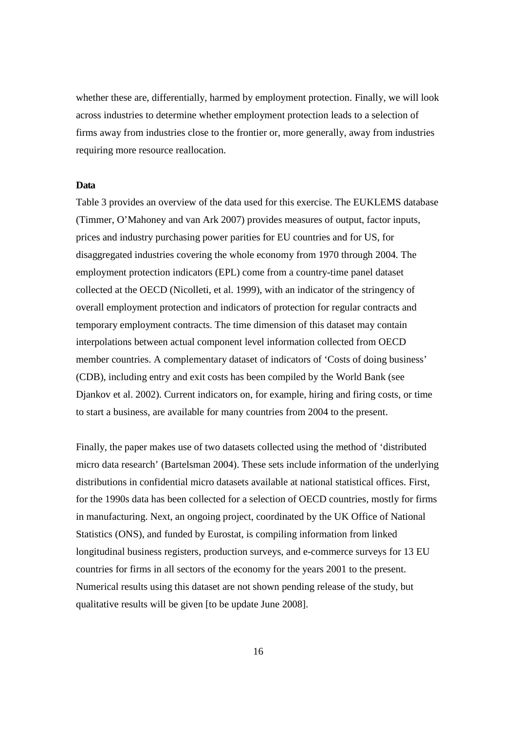whether these are, differentially, harmed by employment protection. Finally, we will look across industries to determine whether employment protection leads to a selection of firms away from industries close to the frontier or, more generally, away from industries requiring more resource reallocation.

**Data**

Table 3 provides an overview of the data used for this exercise. The EUKLEMS database (Timmer, O'Mahoney and van Ark 2007) provides measures of output, factor inputs, prices and industry purchasing power parities for EU countries and for US, for disaggregated industries covering the whole economy from 1970 through 2004. The employment protection indicators (EPL) come from a country-time panel dataset collected at the OECD (Nicolleti, et al. 1999), with an indicator of the stringency of overall employment protection and indicators of protection for regular contracts and temporary employment contracts. The time dimension of this dataset may contain interpolations between actual component level information collected from OECD member countries. A complementary dataset of indicators of 'Costs of doing business' (CDB), including entry and exit costs has been compiled by the World Bank (see Djankov et al. 2002). Current indicators on, for example, hiring and firing costs, or time to start a business, are available for many countries from 2004 to the present.

Finally, the paper makes use of two datasets collected using the method of 'distributed micro data research' (Bartelsman 2004). These sets include information of the underlying distributions in confidential micro datasets available at national statistical offices. First, for the 1990s data has been collected for a selection of OECD countries, mostly for firms in manufacturing. Next, an ongoing project, coordinated by the UK Office of National Statistics (ONS), and funded by Eurostat, is compiling information from linked longitudinal business registers, production surveys, and e-commerce surveys for 13 EU countries for firms in all sectors of the economy for the years 2001 to the present. Numerical results using this dataset are not shown pending release of the study, but qualitative results will be given [to be update June 2008].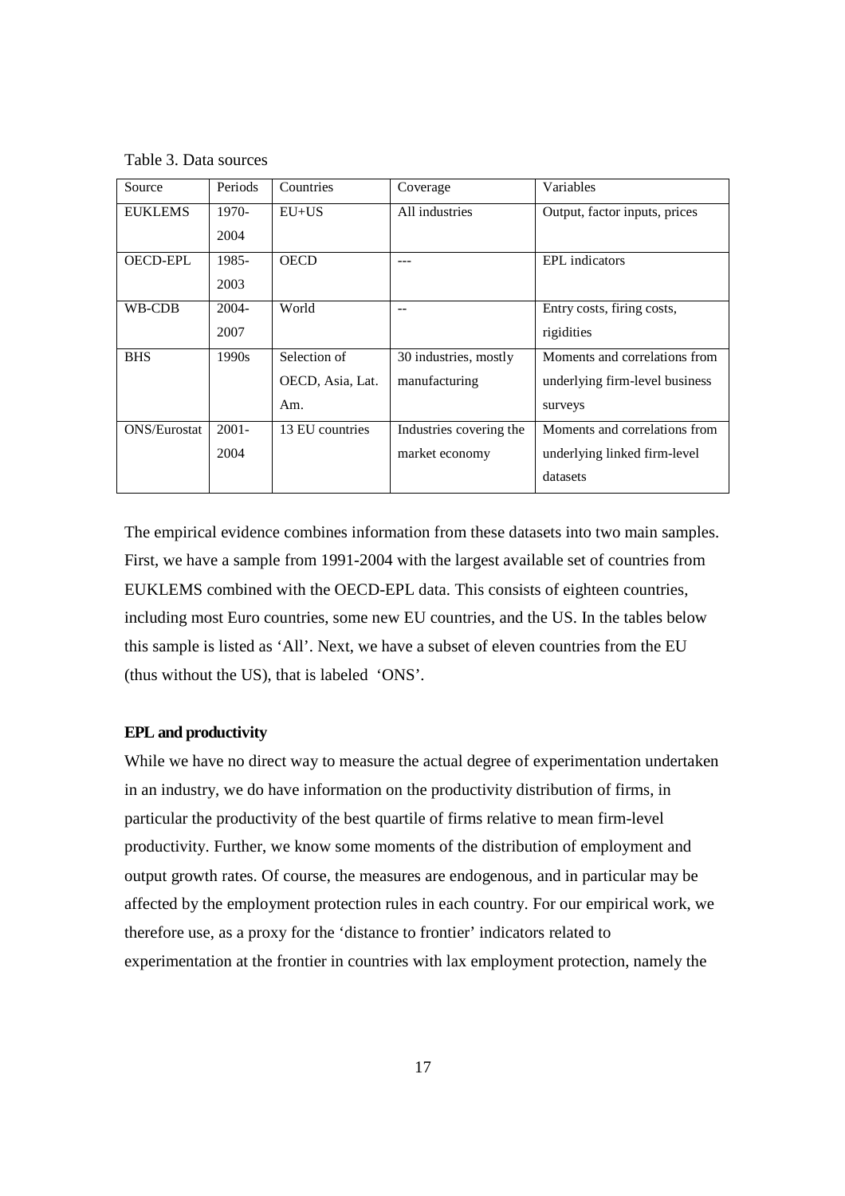Table 3. Data sources

| Source | Periods | Countries | Coverage | Variables |
|---|---|---|---|---|
| EUKLEMS | 1970-2004 | EU+US | All industries | Output, factor inputs, prices |
| OECD-EPL | 1985-2003 | OECD | --- | EPL indicators |
| WB-CDB | 2004-2007 | World | -- | Entry costs, firing costs, rigidities |
| BHS | 1990s | Selection of OECD, Asia, Lat. Am. | 30 industries, mostly manufacturing | Moments and correlations from underlying firm-level business surveys |
| ONS/Eurostat | 2001-2004 | 13 EU countries | Industries covering the market economy | Moments and correlations from underlying linked firm-level datasets |

The empirical evidence combines information from these datasets into two main samples. First, we have a sample from 1991-2004 with the largest available set of countries from EUKLEMS combined with the OECD-EPL data. This consists of eighteen countries, including most Euro countries, some new EU countries, and the US. In the tables below this sample is listed as 'All'. Next, we have a subset of eleven countries from the EU (thus without the US), that is labeled 'ONS'.

### EPL and productivity

While we have no direct way to measure the actual degree of experimentation undertaken in an industry, we do have information on the productivity distribution of firms, in particular the productivity of the best quartile of firms relative to mean firm-level productivity. Further, we know some moments of the distribution of employment and output growth rates. Of course, the measures are endogenous, and in particular may be affected by the employment protection rules in each country. For our empirical work, we therefore use, as a proxy for the 'distance to frontier' indicators related to experimentation at the frontier in countries with lax employment protection, namely the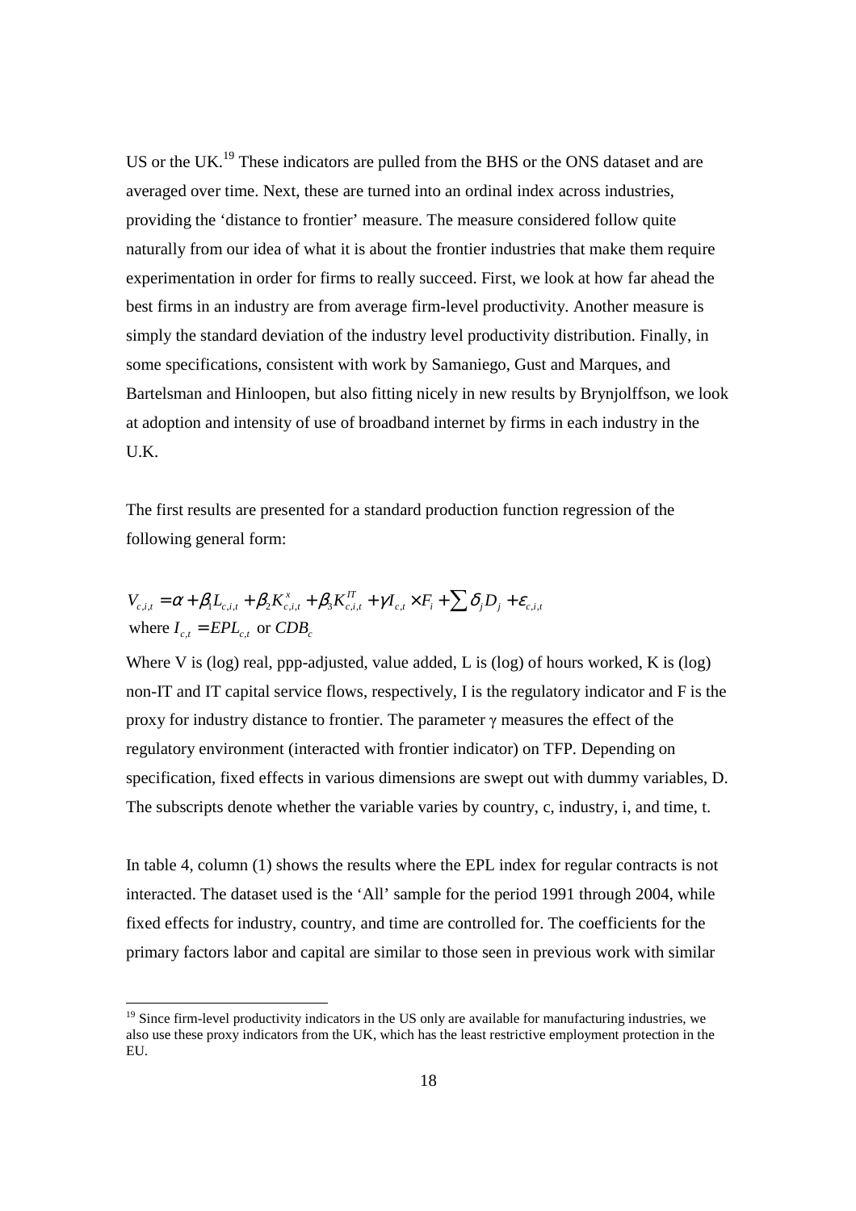US or the UK.[19] These indicators are pulled from the BHS or the ONS dataset and are averaged over time. Next, these are turned into an ordinal index across industries, providing the 'distance to frontier' measure. The measure considered follow quite naturally from our idea of what it is about the frontier industries that make them require experimentation in order for firms to really succeed. First, we look at how far ahead the best firms in an industry are from average firm-level productivity. Another measure is simply the standard deviation of the industry level productivity distribution. Finally, in some specifications, consistent with work by Samaniego, Gust and Marques, and Bartelsman and Hinloopen, but also fitting nicely in new results by Brynjolffson, we look at adoption and intensity of use of broadband internet by firms in each industry in the U.K.

The first results are presented for a standard production function regression of the following general form:

$$V_{c,i,t} = \alpha + \beta_1 L_{c,i,t} + \beta_2 K^{x}_{c,i,t} + \beta_3 K^{IT}_{c,i,t} + \gamma I_{c,t} \times F_i + \sum \delta_j D_j + \varepsilon_{c,i,t}$$

where $I_{c,t} = EPL_{c,t}$ or $CDB_c$

Where V is (log) real, ppp-adjusted, value added, L is (log) of hours worked, K is (log) non-IT and IT capital service flows, respectively, I is the regulatory indicator and F is the proxy for industry distance to frontier. The parameter $\gamma$ measures the effect of the regulatory environment (interacted with frontier indicator) on TFP. Depending on specification, fixed effects in various dimensions are swept out with dummy variables, D. The subscripts denote whether the variable varies by country, c, industry, i, and time, t.

In table 4, column (1) shows the results where the EPL index for regular contracts is not interacted. The dataset used is the 'All' sample for the period 1991 through 2004, while fixed effects for industry, country, and time are controlled for. The coefficients for the primary factors labor and capital are similar to those seen in previous work with similar

[19] Since firm-level productivity indicators in the US only are available for manufacturing industries, we also use these proxy indicators from the UK, which has the least restrictive employment protection in the EU.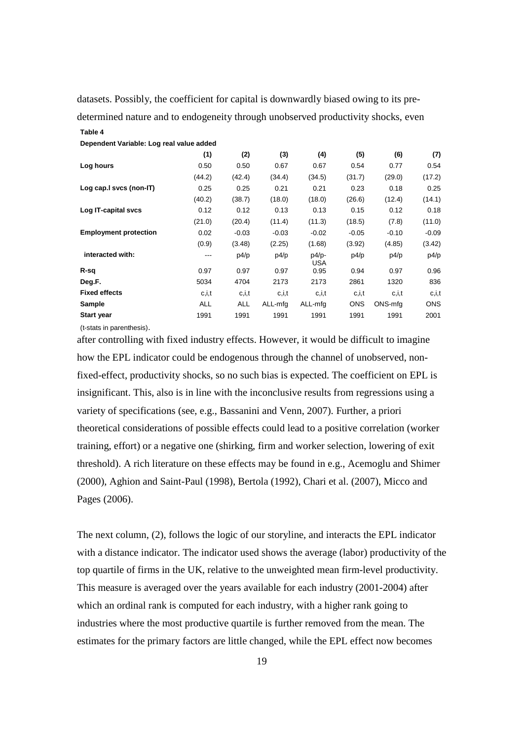datasets. Possibly, the coefficient for capital is downwardly biased owing to its pre-determined nature and to endogeneity through unobserved productivity shocks, even

**Table 4**

**Dependent Variable: Log real value added**

| | (1) | (2) | (3) | (4) | (5) | (6) | (7) |
|---|---|---|---|---|---|---|---|
| **Log hours** | 0.50 | 0.50 | 0.67 | 0.67 | 0.54 | 0.77 | 0.54 |
| | (44.2) | (42.4) | (34.4) | (34.5) | (31.7) | (29.0) | (17.2) |
| **Log cap.l svcs (non-IT)** | 0.25 | 0.25 | 0.21 | 0.21 | 0.23 | 0.18 | 0.25 |
| | (40.2) | (38.7) | (18.0) | (18.0) | (26.6) | (12.4) | (14.1) |
| **Log IT-capital svcs** | 0.12 | 0.12 | 0.13 | 0.13 | 0.15 | 0.12 | 0.18 |
| | (21.0) | (20.4) | (11.4) | (11.3) | (18.5) | (7.8) | (11.0) |
| **Employment protection** | 0.02 | -0.03 | -0.03 | -0.02 | -0.05 | -0.10 | -0.09 |
| | (0.9) | (3.48) | (2.25) | (1.68) | (3.92) | (4.85) | (3.42) |
| **interacted with:** | --- | p4/p | p4/p | p4/p-USA | p4/p | p4/p | p4/p |
| **R-sq** | 0.97 | 0.97 | 0.97 | 0.95 | 0.94 | 0.97 | 0.96 |
| **Deg.F.** | 5034 | 4704 | 2173 | 2173 | 2861 | 1320 | 836 |
| **Fixed effects** | c,i,t | c,i,t | c,i,t | c,i,t | c,i,t | c,i,t | c,i,t |
| **Sample** | ALL | ALL | ALL-mfg | ALL-mfg | ONS | ONS-mfg | ONS |
| **Start year** | 1991 | 1991 | 1991 | 1991 | 1991 | 1991 | 2001 |

(t-stats in parenthesis).

after controlling with fixed industry effects. However, it would be difficult to imagine how the EPL indicator could be endogenous through the channel of unobserved, non-fixed-effect, productivity shocks, so no such bias is expected. The coefficient on EPL is insignificant. This, also is in line with the inconclusive results from regressions using a variety of specifications (see, e.g., Bassanini and Venn, 2007). Further, a priori theoretical considerations of possible effects could lead to a positive correlation (worker training, effort) or a negative one (shirking, firm and worker selection, lowering of exit threshold). A rich literature on these effects may be found in e.g., Acemoglu and Shimer (2000), Aghion and Saint-Paul (1998), Bertola (1992), Chari et al. (2007), Micco and Pages (2006).

The next column, (2), follows the logic of our storyline, and interacts the EPL indicator with a distance indicator. The indicator used shows the average (labor) productivity of the top quartile of firms in the UK, relative to the unweighted mean firm-level productivity. This measure is averaged over the years available for each industry (2001-2004) after which an ordinal rank is computed for each industry, with a higher rank going to industries where the most productive quartile is further removed from the mean. The estimates for the primary factors are little changed, while the EPL effect now becomes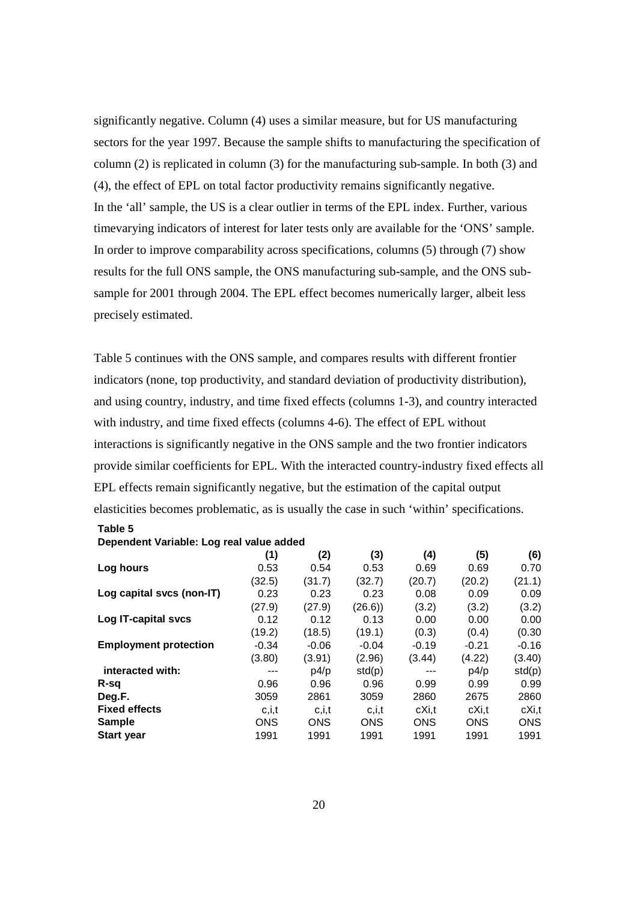significantly negative. Column (4) uses a similar measure, but for US manufacturing sectors for the year 1997. Because the sample shifts to manufacturing the specification of column (2) is replicated in column (3) for the manufacturing sub-sample. In both (3) and (4), the effect of EPL on total factor productivity remains significantly negative.
In the 'all' sample, the US is a clear outlier in terms of the EPL index. Further, various timevarying indicators of interest for later tests only are available for the 'ONS' sample. In order to improve comparability across specifications, columns (5) through (7) show results for the full ONS sample, the ONS manufacturing sub-sample, and the ONS sub-sample for 2001 through 2004. The EPL effect becomes numerically larger, albeit less precisely estimated.

Table 5 continues with the ONS sample, and compares results with different frontier indicators (none, top productivity, and standard deviation of productivity distribution), and using country, industry, and time fixed effects (columns 1-3), and country interacted with industry, and time fixed effects (columns 4-6). The effect of EPL without interactions is significantly negative in the ONS sample and the two frontier indicators provide similar coefficients for EPL. With the interacted country-industry fixed effects all EPL effects remain significantly negative, but the estimation of the capital output elasticities becomes problematic, as is usually the case in such 'within' specifications.

**Table 5**
**Dependent Variable: Log real value added**

| | (1) | (2) | (3) | (4) | (5) | (6) |
|---|---|---|---|---|---|---|
| **Log hours** | 0.53 | 0.54 | 0.53 | 0.69 | 0.69 | 0.70 |
| | (32.5) | (31.7) | (32.7) | (20.7) | (20.2) | (21.1) |
| **Log capital svcs (non-IT)** | 0.23 | 0.23 | 0.23 | 0.08 | 0.09 | 0.09 |
| | (27.9) | (27.9) | (26.6)) | (3.2) | (3.2) | (3.2) |
| **Log IT-capital svcs** | 0.12 | 0.12 | 0.13 | 0.00 | 0.00 | 0.00 |
| | (19.2) | (18.5) | (19.1) | (0.3) | (0.4) | (0.30 |
| **Employment protection** | -0.34 | -0.06 | -0.04 | -0.19 | -0.21 | -0.16 |
| | (3.80) | (3.91) | (2.96) | (3.44) | (4.22) | (3.40) |
| **interacted with:** | --- | p4/p | std(p) | --- | p4/p | std(p) |
| **R-sq** | 0.96 | 0.96 | 0.96 | 0.99 | 0.99 | 0.99 |
| **Deg.F.** | 3059 | 2861 | 3059 | 2860 | 2675 | 2860 |
| **Fixed effects** | c,i,t | c,i,t | c,i,t | cXi,t | cXi,t | cXi,t |
| **Sample** | ONS | ONS | ONS | ONS | ONS | ONS |
| **Start year** | 1991 | 1991 | 1991 | 1991 | 1991 | 1991 |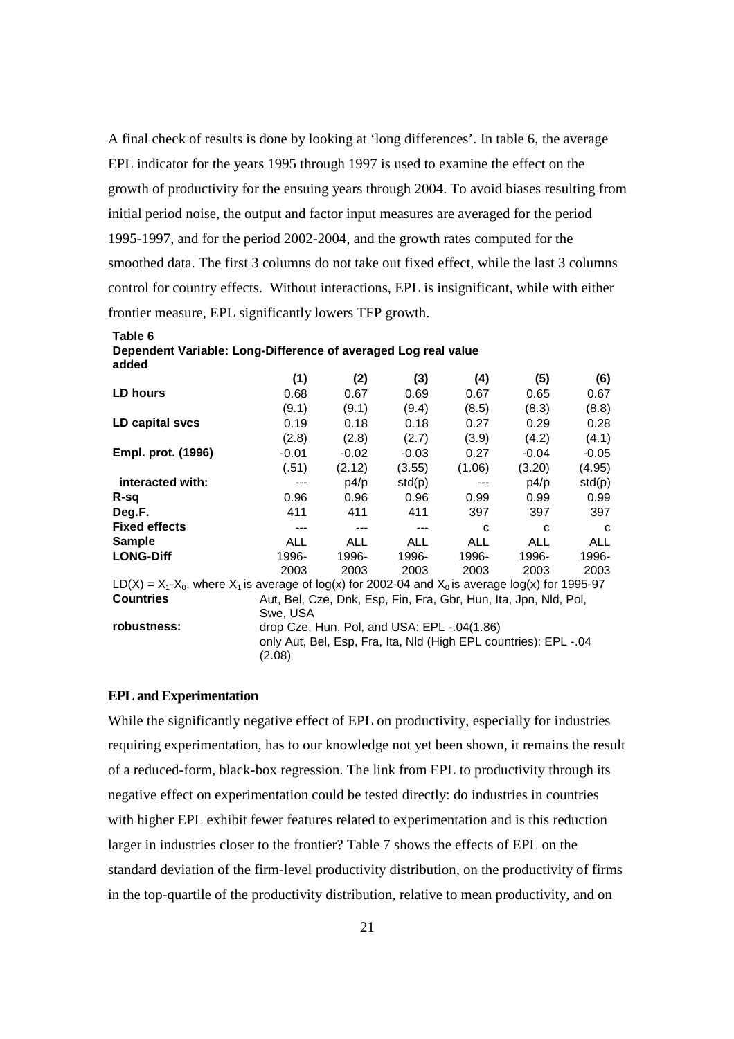A final check of results is done by looking at 'long differences'. In table 6, the average EPL indicator for the years 1995 through 1997 is used to examine the effect on the growth of productivity for the ensuing years through 2004. To avoid biases resulting from initial period noise, the output and factor input measures are averaged for the period 1995-1997, and for the period 2002-2004, and the growth rates computed for the smoothed data. The first 3 columns do not take out fixed effect, while the last 3 columns control for country effects. Without interactions, EPL is insignificant, while with either frontier measure, EPL significantly lowers TFP growth.

**Table 6**
**Dependent Variable: Long-Difference of averaged Log real value added**

| | (1) | (2) | (3) | (4) | (5) | (6) |
|---|---|---|---|---|---|---|
| **LD hours** | 0.68 | 0.67 | 0.69 | 0.67 | 0.65 | 0.67 |
| | (9.1) | (9.1) | (9.4) | (8.5) | (8.3) | (8.8) |
| **LD capital svcs** | 0.19 | 0.18 | 0.18 | 0.27 | 0.29 | 0.28 |
| | (2.8) | (2.8) | (2.7) | (3.9) | (4.2) | (4.1) |
| **Empl. prot. (1996)** | -0.01 | -0.02 | -0.03 | 0.27 | -0.04 | -0.05 |
| | (.51) | (2.12) | (3.55) | (1.06) | (3.20) | (4.95) |
| **interacted with:** | --- | p4/p | std(p) | --- | p4/p | std(p) |
| **R-sq** | 0.96 | 0.96 | 0.96 | 0.99 | 0.99 | 0.99 |
| **Deg.F.** | 411 | 411 | 411 | 397 | 397 | 397 |
| **Fixed effects** | --- | --- | --- | c | c | c |
| **Sample** | ALL | ALL | ALL | ALL | ALL | ALL |
| **LONG-Diff** | 1996-2003 | 1996-2003 | 1996-2003 | 1996-2003 | 1996-2003 | 1996-2003 |

$LD(X) = X_1\text{-}X_0$, where $X_1$ is average of log(x) for 2002-04 and $X_0$ is average log(x) for 1995-97

**Countries** Aut, Bel, Cze, Dnk, Esp, Fin, Fra, Gbr, Hun, Ita, Jpn, Nld, Pol, Swe, USA

**robustness:** drop Cze, Hun, Pol, and USA: EPL -.04(1.86)
only Aut, Bel, Esp, Fra, Ita, Nld (High EPL countries): EPL -.04 (2.08)

### EPL and Experimentation

While the significantly negative effect of EPL on productivity, especially for industries requiring experimentation, has to our knowledge not yet been shown, it remains the result of a reduced-form, black-box regression. The link from EPL to productivity through its negative effect on experimentation could be tested directly: do industries in countries with higher EPL exhibit fewer features related to experimentation and is this reduction larger in industries closer to the frontier? Table 7 shows the effects of EPL on the standard deviation of the firm-level productivity distribution, on the productivity of firms in the top-quartile of the productivity distribution, relative to mean productivity, and on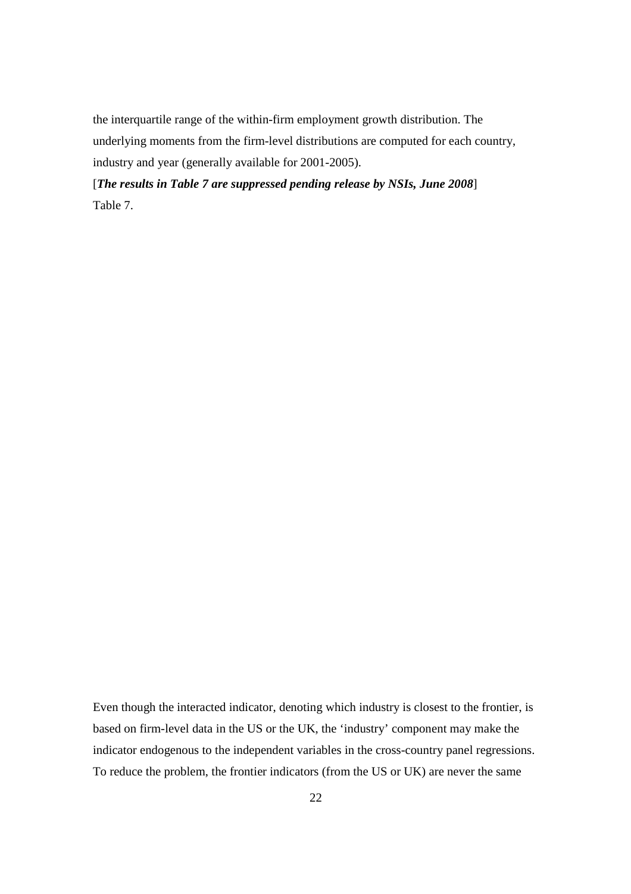the interquartile range of the within-firm employment growth distribution. The underlying moments from the firm-level distributions are computed for each country, industry and year (generally available for 2001-2005).

[***The results in Table 7 are suppressed pending release by NSIs, June 2008***]

Table 7.

Even though the interacted indicator, denoting which industry is closest to the frontier, is based on firm-level data in the US or the UK, the 'industry' component may make the indicator endogenous to the independent variables in the cross-country panel regressions. To reduce the problem, the frontier indicators (from the US or UK) are never the same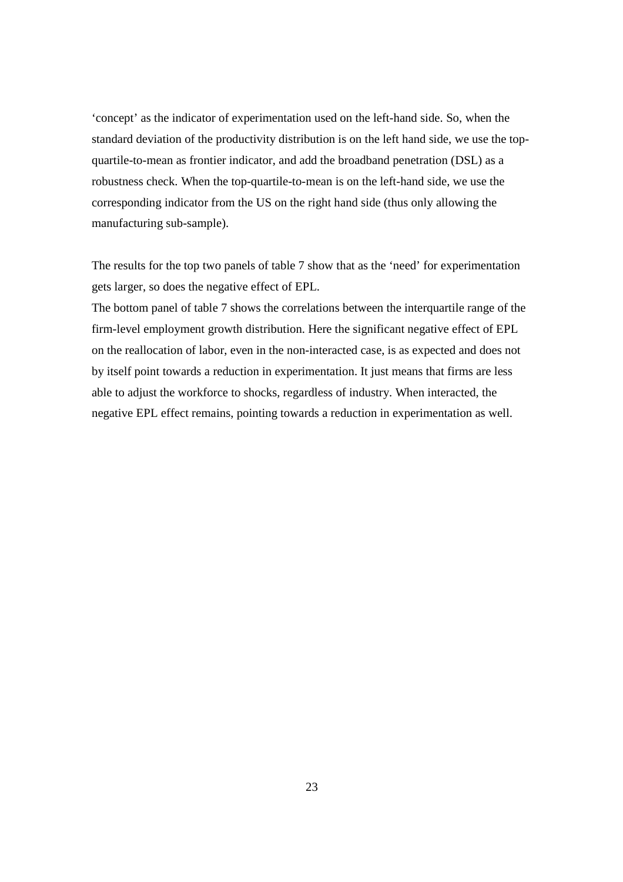'concept' as the indicator of experimentation used on the left-hand side. So, when the standard deviation of the productivity distribution is on the left hand side, we use the top-quartile-to-mean as frontier indicator, and add the broadband penetration (DSL) as a robustness check. When the top-quartile-to-mean is on the left-hand side, we use the corresponding indicator from the US on the right hand side (thus only allowing the manufacturing sub-sample).

The results for the top two panels of table 7 show that as the 'need' for experimentation gets larger, so does the negative effect of EPL.

The bottom panel of table 7 shows the correlations between the interquartile range of the firm-level employment growth distribution. Here the significant negative effect of EPL on the reallocation of labor, even in the non-interacted case, is as expected and does not by itself point towards a reduction in experimentation. It just means that firms are less able to adjust the workforce to shocks, regardless of industry. When interacted, the negative EPL effect remains, pointing towards a reduction in experimentation as well.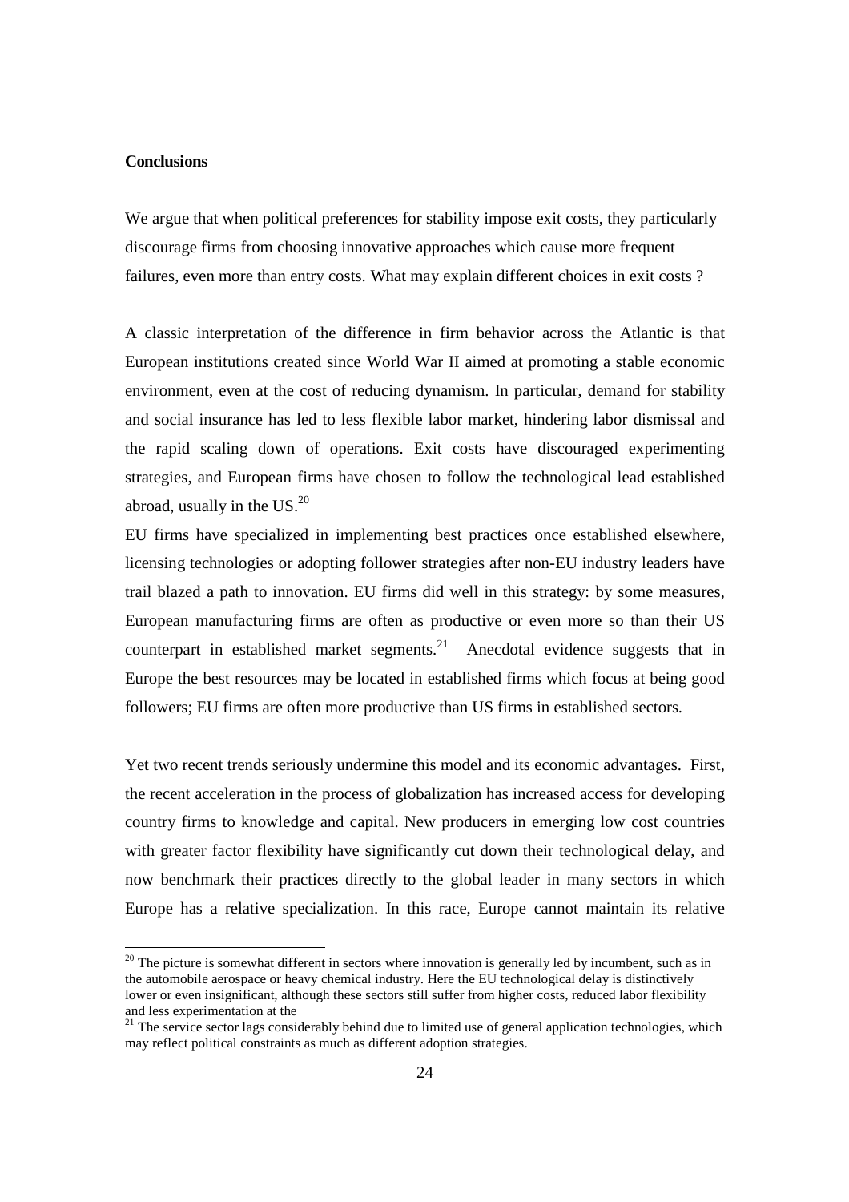**Conclusions**

We argue that when political preferences for stability impose exit costs, they particularly discourage firms from choosing innovative approaches which cause more frequent failures, even more than entry costs. What may explain different choices in exit costs ?

A classic interpretation of the difference in firm behavior across the Atlantic is that European institutions created since World War II aimed at promoting a stable economic environment, even at the cost of reducing dynamism. In particular, demand for stability and social insurance has led to less flexible labor market, hindering labor dismissal and the rapid scaling down of operations. Exit costs have discouraged experimenting strategies, and European firms have chosen to follow the technological lead established abroad, usually in the US.[20]

EU firms have specialized in implementing best practices once established elsewhere, licensing technologies or adopting follower strategies after non-EU industry leaders have trail blazed a path to innovation. EU firms did well in this strategy: by some measures, European manufacturing firms are often as productive or even more so than their US counterpart in established market segments.[21] Anecdotal evidence suggests that in Europe the best resources may be located in established firms which focus at being good followers; EU firms are often more productive than US firms in established sectors.

Yet two recent trends seriously undermine this model and its economic advantages. First, the recent acceleration in the process of globalization has increased access for developing country firms to knowledge and capital. New producers in emerging low cost countries with greater factor flexibility have significantly cut down their technological delay, and now benchmark their practices directly to the global leader in many sectors in which Europe has a relative specialization. In this race, Europe cannot maintain its relative

[20] The picture is somewhat different in sectors where innovation is generally led by incumbent, such as in the automobile aerospace or heavy chemical industry. Here the EU technological delay is distinctively lower or even insignificant, although these sectors still suffer from higher costs, reduced labor flexibility and less experimentation at the

[21] The service sector lags considerably behind due to limited use of general application technologies, which may reflect political constraints as much as different adoption strategies.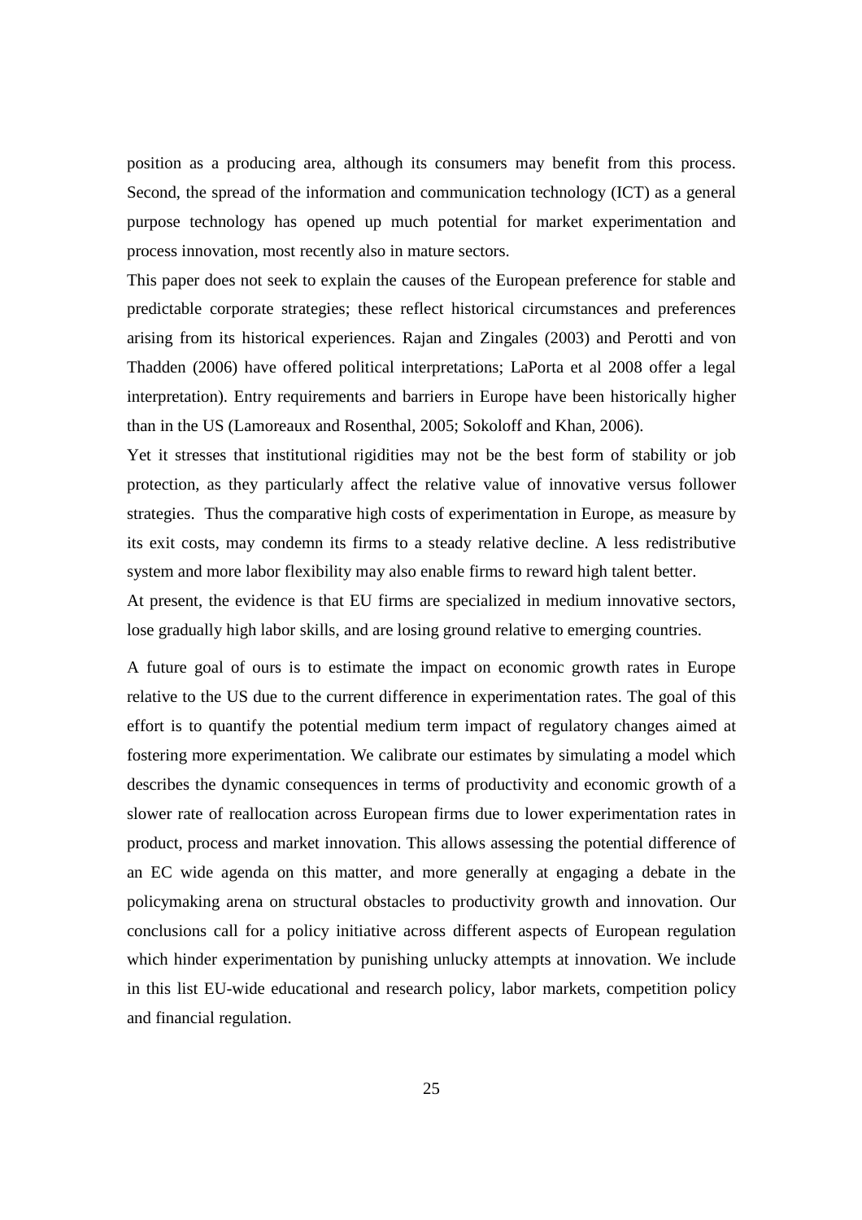position as a producing area, although its consumers may benefit from this process. Second, the spread of the information and communication technology (ICT) as a general purpose technology has opened up much potential for market experimentation and process innovation, most recently also in mature sectors.

This paper does not seek to explain the causes of the European preference for stable and predictable corporate strategies; these reflect historical circumstances and preferences arising from its historical experiences. Rajan and Zingales (2003) and Perotti and von Thadden (2006) have offered political interpretations; LaPorta et al 2008 offer a legal interpretation). Entry requirements and barriers in Europe have been historically higher than in the US (Lamoreaux and Rosenthal, 2005; Sokoloff and Khan, 2006).

Yet it stresses that institutional rigidities may not be the best form of stability or job protection, as they particularly affect the relative value of innovative versus follower strategies. Thus the comparative high costs of experimentation in Europe, as measure by its exit costs, may condemn its firms to a steady relative decline. A less redistributive system and more labor flexibility may also enable firms to reward high talent better.

At present, the evidence is that EU firms are specialized in medium innovative sectors, lose gradually high labor skills, and are losing ground relative to emerging countries.

A future goal of ours is to estimate the impact on economic growth rates in Europe relative to the US due to the current difference in experimentation rates. The goal of this effort is to quantify the potential medium term impact of regulatory changes aimed at fostering more experimentation. We calibrate our estimates by simulating a model which describes the dynamic consequences in terms of productivity and economic growth of a slower rate of reallocation across European firms due to lower experimentation rates in product, process and market innovation. This allows assessing the potential difference of an EC wide agenda on this matter, and more generally at engaging a debate in the policymaking arena on structural obstacles to productivity growth and innovation. Our conclusions call for a policy initiative across different aspects of European regulation which hinder experimentation by punishing unlucky attempts at innovation. We include in this list EU-wide educational and research policy, labor markets, competition policy and financial regulation.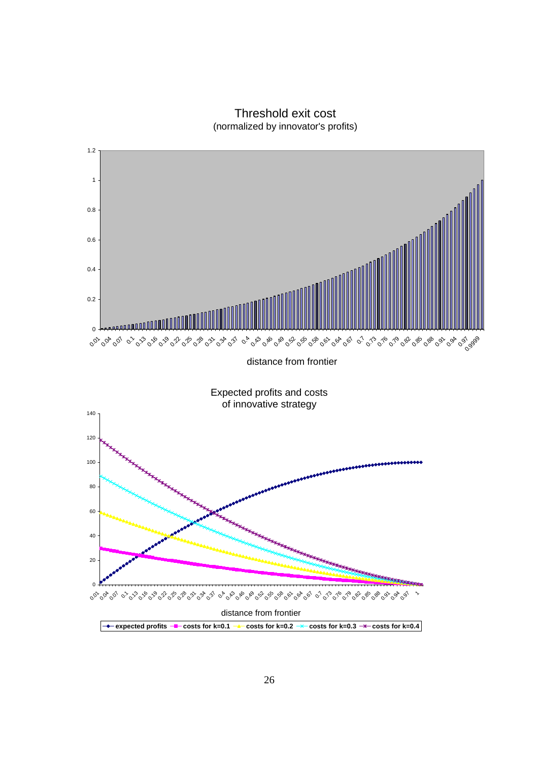Threshold exit cost
(normalized by innovator's profits)

distance from frontier

Expected profits and costs
of innovative strategy

distance from frontier

expected profits — costs for k=0.1 — costs for k=0.2 — costs for k=0.3 — costs for k=0.4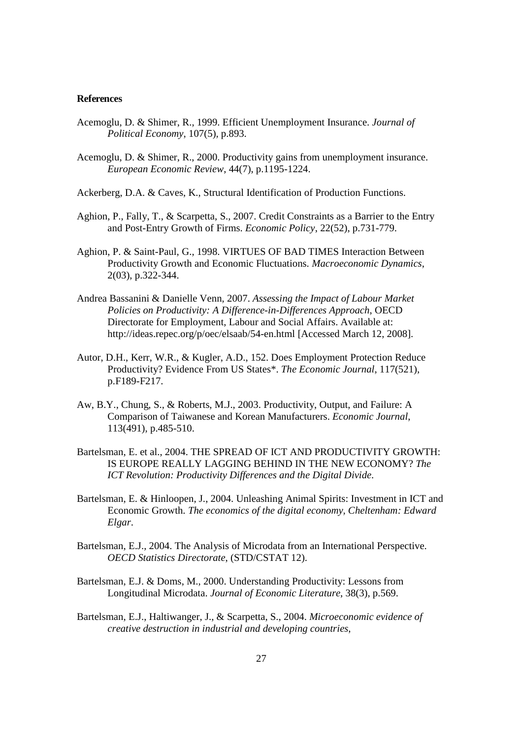**References**

Acemoglu, D. & Shimer, R., 1999. Efficient Unemployment Insurance. *Journal of Political Economy*, 107(5), p.893.

Acemoglu, D. & Shimer, R., 2000. Productivity gains from unemployment insurance. *European Economic Review*, 44(7), p.1195-1224.

Ackerberg, D.A. & Caves, K., Structural Identification of Production Functions.

Aghion, P., Fally, T., & Scarpetta, S., 2007. Credit Constraints as a Barrier to the Entry and Post-Entry Growth of Firms. *Economic Policy*, 22(52), p.731-779.

Aghion, P. & Saint-Paul, G., 1998. VIRTUES OF BAD TIMES Interaction Between Productivity Growth and Economic Fluctuations. *Macroeconomic Dynamics*, 2(03), p.322-344.

Andrea Bassanini & Danielle Venn, 2007. *Assessing the Impact of Labour Market Policies on Productivity: A Difference-in-Differences Approach*, OECD Directorate for Employment, Labour and Social Affairs. Available at: http://ideas.repec.org/p/oec/elsaab/54-en.html [Accessed March 12, 2008].

Autor, D.H., Kerr, W.R., & Kugler, A.D., 152. Does Employment Protection Reduce Productivity? Evidence From US States*. *The Economic Journal*, 117(521), p.F189-F217.

Aw, B.Y., Chung, S., & Roberts, M.J., 2003. Productivity, Output, and Failure: A Comparison of Taiwanese and Korean Manufacturers. *Economic Journal*, 113(491), p.485-510.

Bartelsman, E. et al., 2004. THE SPREAD OF ICT AND PRODUCTIVITY GROWTH: IS EUROPE REALLY LAGGING BEHIND IN THE NEW ECONOMY? *The ICT Revolution: Productivity Differences and the Digital Divide*.

Bartelsman, E. & Hinloopen, J., 2004. Unleashing Animal Spirits: Investment in ICT and Economic Growth. *The economics of the digital economy, Cheltenham: Edward Elgar*.

Bartelsman, E.J., 2004. The Analysis of Microdata from an International Perspective. *OECD Statistics Directorate*, (STD/CSTAT 12).

Bartelsman, E.J. & Doms, M., 2000. Understanding Productivity: Lessons from Longitudinal Microdata. *Journal of Economic Literature*, 38(3), p.569.

Bartelsman, E.J., Haltiwanger, J., & Scarpetta, S., 2004. *Microeconomic evidence of creative destruction in industrial and developing countries*,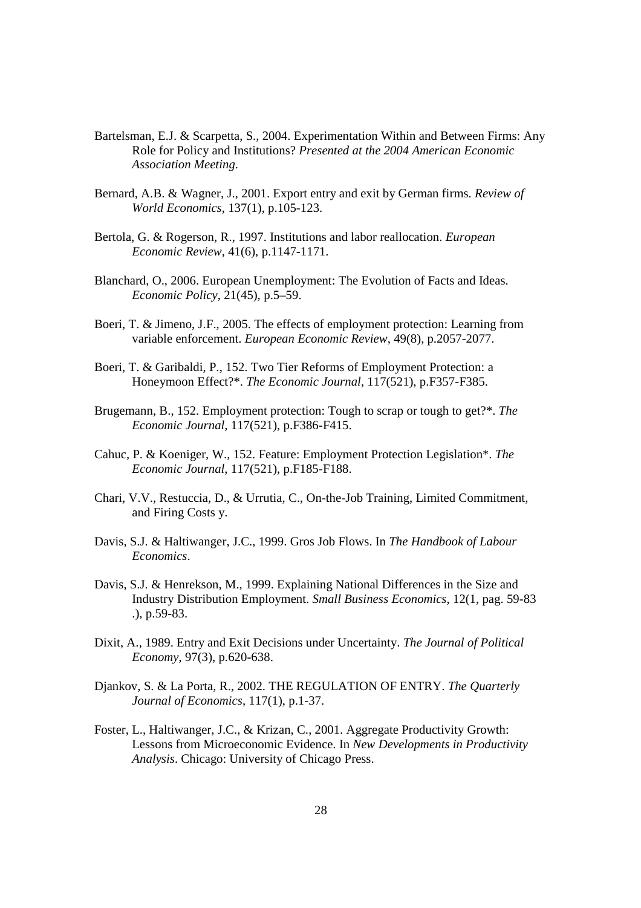Bartelsman, E.J. & Scarpetta, S., 2004. Experimentation Within and Between Firms: Any Role for Policy and Institutions? *Presented at the 2004 American Economic Association Meeting*.

Bernard, A.B. & Wagner, J., 2001. Export entry and exit by German firms. *Review of World Economics*, 137(1), p.105-123.

Bertola, G. & Rogerson, R., 1997. Institutions and labor reallocation. *European Economic Review*, 41(6), p.1147-1171.

Blanchard, O., 2006. European Unemployment: The Evolution of Facts and Ideas. *Economic Policy*, 21(45), p.5–59.

Boeri, T. & Jimeno, J.F., 2005. The effects of employment protection: Learning from variable enforcement. *European Economic Review*, 49(8), p.2057-2077.

Boeri, T. & Garibaldi, P., 152. Two Tier Reforms of Employment Protection: a Honeymoon Effect?*. *The Economic Journal*, 117(521), p.F357-F385.

Brugemann, B., 152. Employment protection: Tough to scrap or tough to get?*. *The Economic Journal*, 117(521), p.F386-F415.

Cahuc, P. & Koeniger, W., 152. Feature: Employment Protection Legislation*. *The Economic Journal*, 117(521), p.F185-F188.

Chari, V.V., Restuccia, D., & Urrutia, C., On-the-Job Training, Limited Commitment, and Firing Costs y.

Davis, S.J. & Haltiwanger, J.C., 1999. Gros Job Flows. In *The Handbook of Labour Economics*.

Davis, S.J. & Henrekson, M., 1999. Explaining National Differences in the Size and Industry Distribution Employment. *Small Business Economics*, 12(1, pag. 59-83 .), p.59-83.

Dixit, A., 1989. Entry and Exit Decisions under Uncertainty. *The Journal of Political Economy*, 97(3), p.620-638.

Djankov, S. & La Porta, R., 2002. THE REGULATION OF ENTRY. *The Quarterly Journal of Economics*, 117(1), p.1-37.

Foster, L., Haltiwanger, J.C., & Krizan, C., 2001. Aggregate Productivity Growth: Lessons from Microeconomic Evidence. In *New Developments in Productivity Analysis*. Chicago: University of Chicago Press.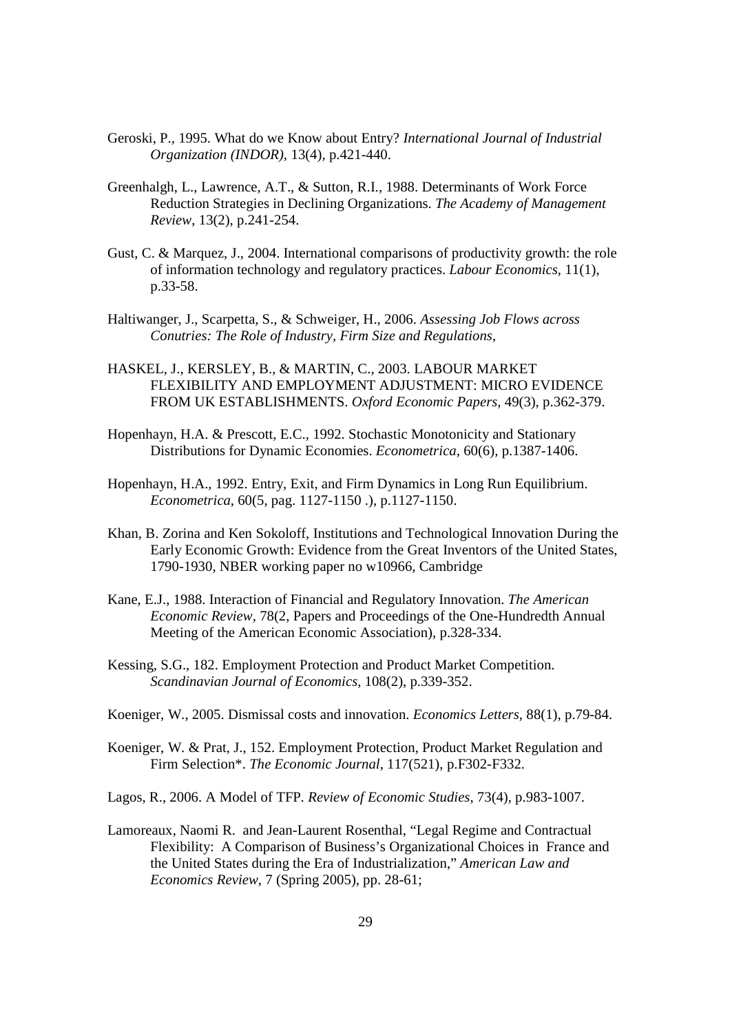Geroski, P., 1995. What do we Know about Entry? *International Journal of Industrial Organization (INDOR)*, 13(4), p.421-440.

Greenhalgh, L., Lawrence, A.T., & Sutton, R.I., 1988. Determinants of Work Force Reduction Strategies in Declining Organizations. *The Academy of Management Review*, 13(2), p.241-254.

Gust, C. & Marquez, J., 2004. International comparisons of productivity growth: the role of information technology and regulatory practices. *Labour Economics*, 11(1), p.33-58.

Haltiwanger, J., Scarpetta, S., & Schweiger, H., 2006. *Assessing Job Flows across Conutries: The Role of Industry, Firm Size and Regulations*,

HASKEL, J., KERSLEY, B., & MARTIN, C., 2003. LABOUR MARKET FLEXIBILITY AND EMPLOYMENT ADJUSTMENT: MICRO EVIDENCE FROM UK ESTABLISHMENTS. *Oxford Economic Papers*, 49(3), p.362-379.

Hopenhayn, H.A. & Prescott, E.C., 1992. Stochastic Monotonicity and Stationary Distributions for Dynamic Economies. *Econometrica*, 60(6), p.1387-1406.

Hopenhayn, H.A., 1992. Entry, Exit, and Firm Dynamics in Long Run Equilibrium. *Econometrica*, 60(5, pag. 1127-1150 .), p.1127-1150.

Khan, B. Zorina and Ken Sokoloff, Institutions and Technological Innovation During the Early Economic Growth: Evidence from the Great Inventors of the United States, 1790-1930, NBER working paper no w10966, Cambridge

Kane, E.J., 1988. Interaction of Financial and Regulatory Innovation. *The American Economic Review*, 78(2, Papers and Proceedings of the One-Hundredth Annual Meeting of the American Economic Association), p.328-334.

Kessing, S.G., 182. Employment Protection and Product Market Competition. *Scandinavian Journal of Economics*, 108(2), p.339-352.

Koeniger, W., 2005. Dismissal costs and innovation. *Economics Letters*, 88(1), p.79-84.

Koeniger, W. & Prat, J., 152. Employment Protection, Product Market Regulation and Firm Selection*. *The Economic Journal*, 117(521), p.F302-F332.

Lagos, R., 2006. A Model of TFP. *Review of Economic Studies*, 73(4), p.983-1007.

Lamoreaux, Naomi R. and Jean-Laurent Rosenthal, "Legal Regime and Contractual Flexibility: A Comparison of Business's Organizational Choices in France and the United States during the Era of Industrialization," *American Law and Economics Review*, 7 (Spring 2005), pp. 28-61;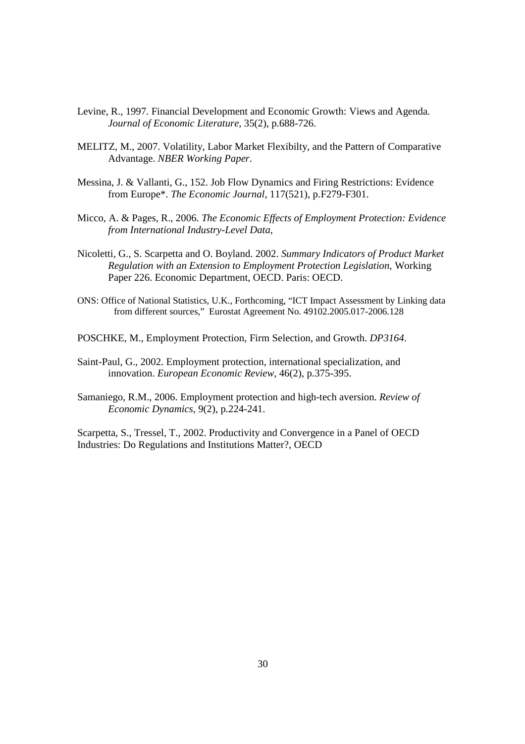Levine, R., 1997. Financial Development and Economic Growth: Views and Agenda. *Journal of Economic Literature*, 35(2), p.688-726.

MELITZ, M., 2007. Volatility, Labor Market Flexibilty, and the Pattern of Comparative Advantage. *NBER Working Paper*.

Messina, J. & Vallanti, G., 152. Job Flow Dynamics and Firing Restrictions: Evidence from Europe*. *The Economic Journal*, 117(521), p.F279-F301.

Micco, A. & Pages, R., 2006. *The Economic Effects of Employment Protection: Evidence from International Industry-Level Data*,

Nicoletti, G., S. Scarpetta and O. Boyland. 2002. *Summary Indicators of Product Market Regulation with an Extension to Employment Protection Legislation*, Working Paper 226. Economic Department, OECD. Paris: OECD.

ONS: Office of National Statistics, U.K., Forthcoming, "ICT Impact Assessment by Linking data from different sources," Eurostat Agreement No. 49102.2005.017-2006.128

POSCHKE, M., Employment Protection, Firm Selection, and Growth. *DP3164*.

Saint-Paul, G., 2002. Employment protection, international specialization, and innovation. *European Economic Review*, 46(2), p.375-395.

Samaniego, R.M., 2006. Employment protection and high-tech aversion. *Review of Economic Dynamics*, 9(2), p.224-241.

Scarpetta, S., Tressel, T., 2002. Productivity and Convergence in a Panel of OECD Industries: Do Regulations and Institutions Matter?, OECD